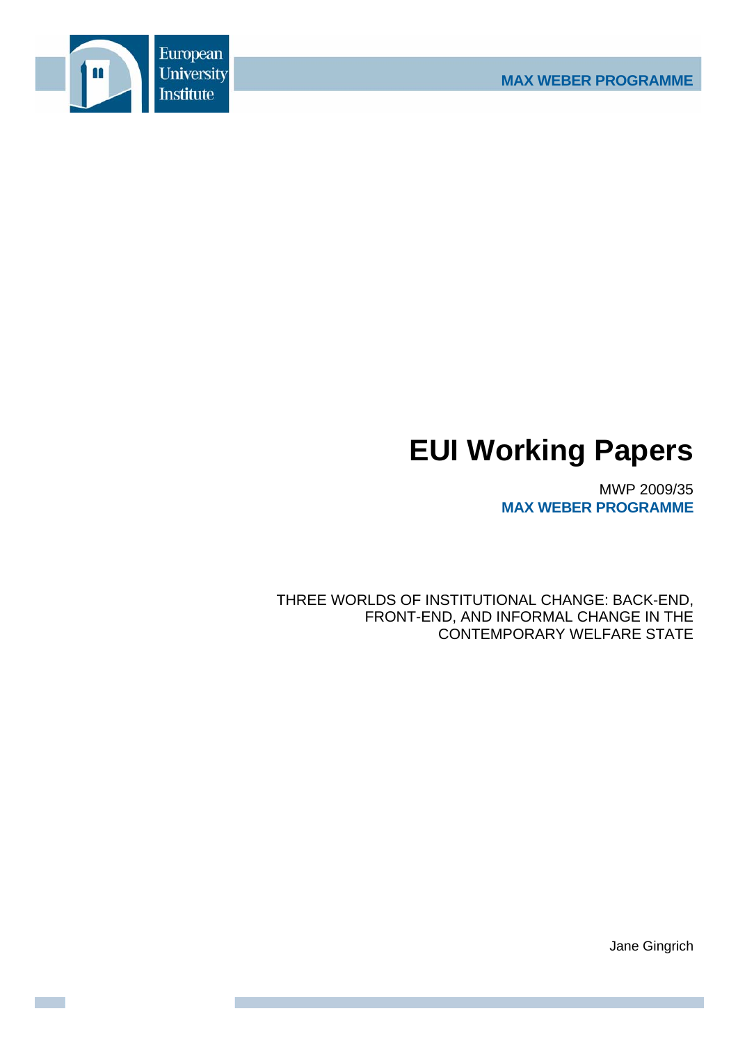European University Institute

MAX WEBER PROGRAMME

# EUI Working Papers

MWP 2009/35
**MAX WEBER PROGRAMME**

THREE WORLDS OF INSTITUTIONAL CHANGE: BACK-END, FRONT-END, AND INFORMAL CHANGE IN THE CONTEMPORARY WELFARE STATE

Jane Gingrich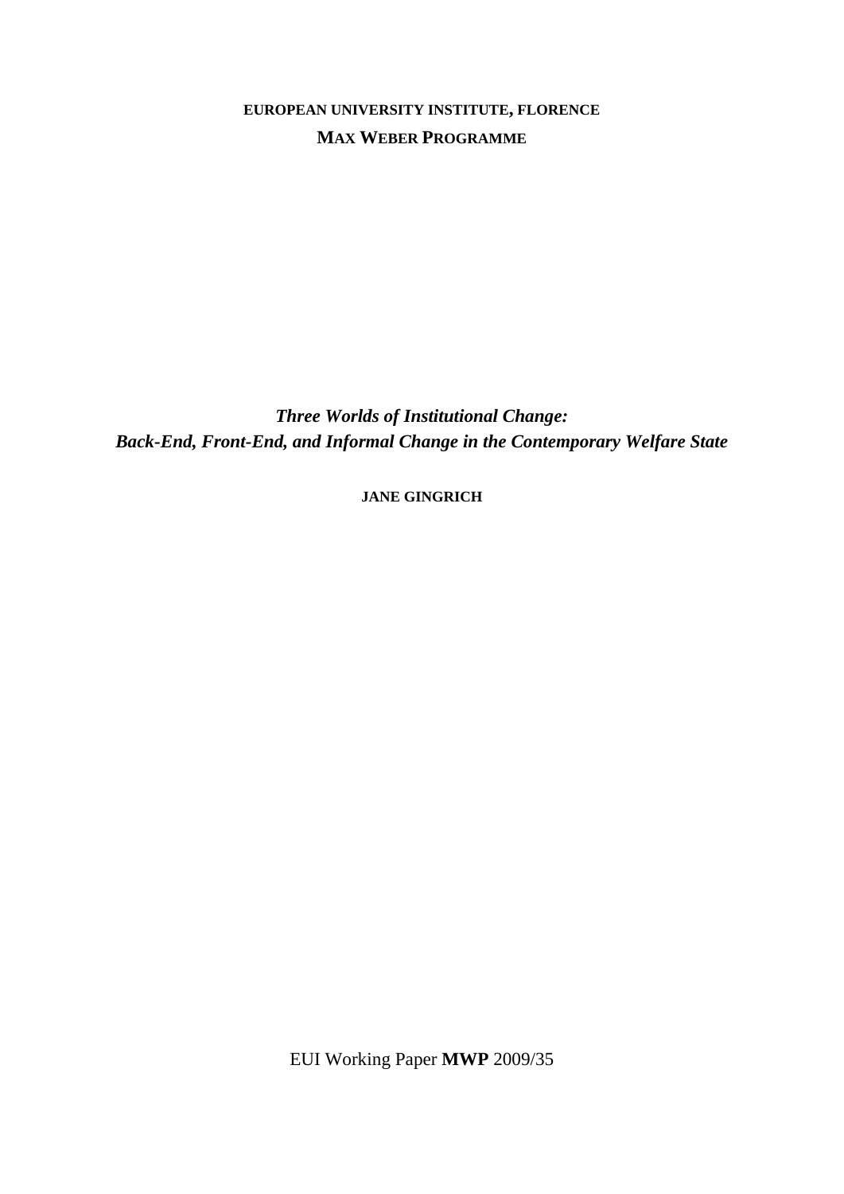**EUROPEAN UNIVERSITY INSTITUTE, FLORENCE**

**MAX WEBER PROGRAMME**

# *Three Worlds of Institutional Change: Back-End, Front-End, and Informal Change in the Contemporary Welfare State*

**JANE GINGRICH**

EUI Working Paper **MWP** 2009/35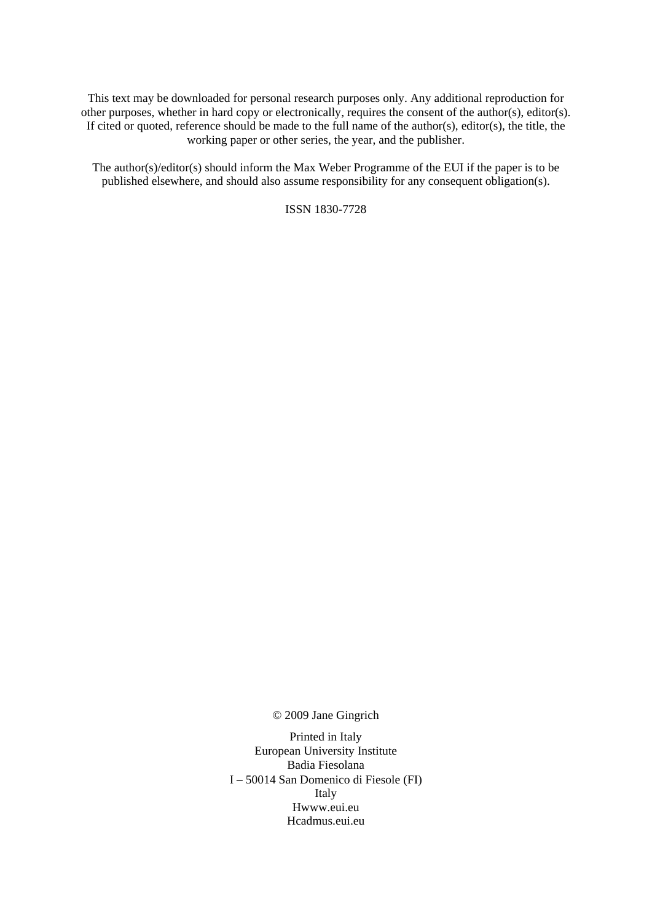This text may be downloaded for personal research purposes only. Any additional reproduction for other purposes, whether in hard copy or electronically, requires the consent of the author(s), editor(s). If cited or quoted, reference should be made to the full name of the author(s), editor(s), the title, the working paper or other series, the year, and the publisher.

The author(s)/editor(s) should inform the Max Weber Programme of the EUI if the paper is to be published elsewhere, and should also assume responsibility for any consequent obligation(s).

ISSN 1830-7728

© 2009 Jane Gingrich

Printed in Italy  
European University Institute  
Badia Fiesolana  
I – 50014 San Domenico di Fiesole (FI)  
Italy  
Hwww.eui.eu  
Hcadmus.eui.eu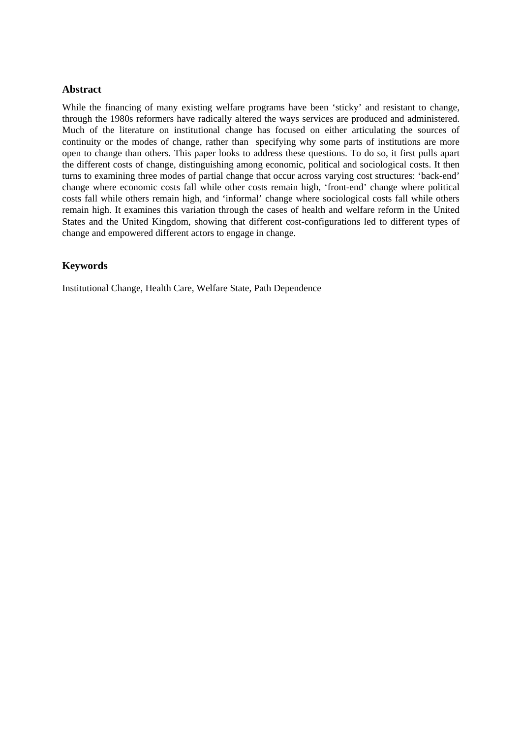## Abstract

While the financing of many existing welfare programs have been 'sticky' and resistant to change, through the 1980s reformers have radically altered the ways services are produced and administered. Much of the literature on institutional change has focused on either articulating the sources of continuity or the modes of change, rather than specifying why some parts of institutions are more open to change than others. This paper looks to address these questions. To do so, it first pulls apart the different costs of change, distinguishing among economic, political and sociological costs. It then turns to examining three modes of partial change that occur across varying cost structures: 'back-end' change where economic costs fall while other costs remain high, 'front-end' change where political costs fall while others remain high, and 'informal' change where sociological costs fall while others remain high. It examines this variation through the cases of health and welfare reform in the United States and the United Kingdom, showing that different cost-configurations led to different types of change and empowered different actors to engage in change.

## Keywords

Institutional Change, Health Care, Welfare State, Path Dependence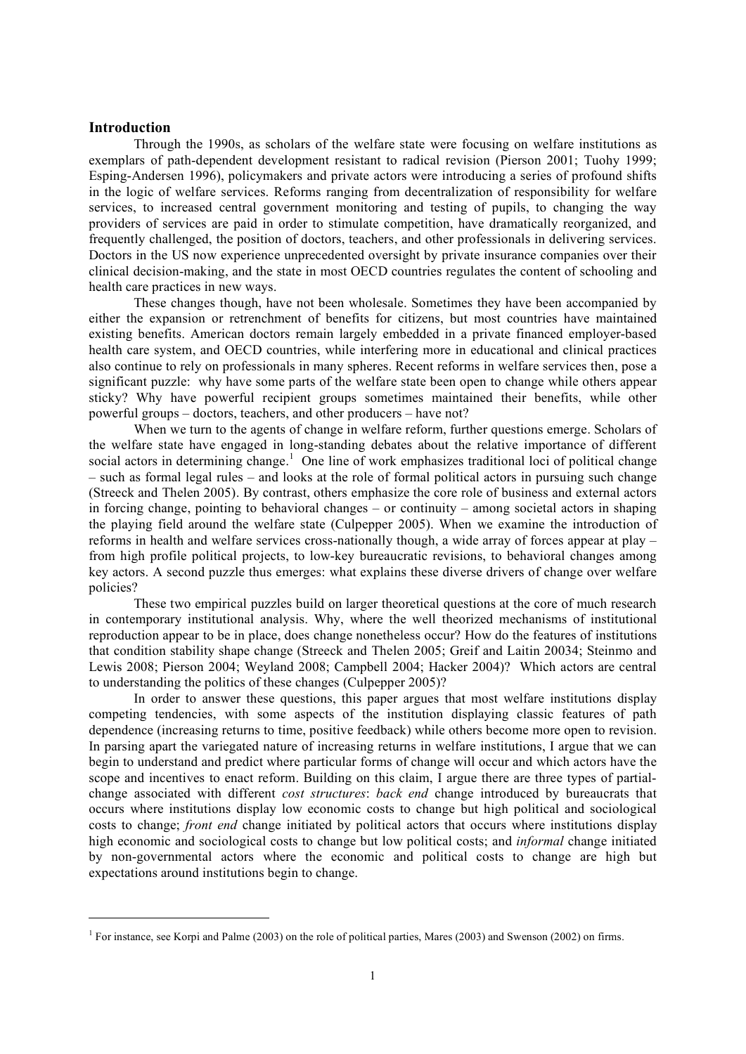## Introduction

Through the 1990s, as scholars of the welfare state were focusing on welfare institutions as exemplars of path-dependent development resistant to radical revision (Pierson 2001; Tuohy 1999; Esping-Andersen 1996), policymakers and private actors were introducing a series of profound shifts in the logic of welfare services. Reforms ranging from decentralization of responsibility for welfare services, to increased central government monitoring and testing of pupils, to changing the way providers of services are paid in order to stimulate competition, have dramatically reorganized, and frequently challenged, the position of doctors, teachers, and other professionals in delivering services. Doctors in the US now experience unprecedented oversight by private insurance companies over their clinical decision-making, and the state in most OECD countries regulates the content of schooling and health care practices in new ways.

These changes though, have not been wholesale. Sometimes they have been accompanied by either the expansion or retrenchment of benefits for citizens, but most countries have maintained existing benefits. American doctors remain largely embedded in a private financed employer-based health care system, and OECD countries, while interfering more in educational and clinical practices also continue to rely on professionals in many spheres. Recent reforms in welfare services then, pose a significant puzzle: why have some parts of the welfare state been open to change while others appear sticky? Why have powerful recipient groups sometimes maintained their benefits, while other powerful groups – doctors, teachers, and other producers – have not?

When we turn to the agents of change in welfare reform, further questions emerge. Scholars of the welfare state have engaged in long-standing debates about the relative importance of different social actors in determining change.[1] One line of work emphasizes traditional loci of political change – such as formal legal rules – and looks at the role of formal political actors in pursuing such change (Streeck and Thelen 2005). By contrast, others emphasize the core role of business and external actors in forcing change, pointing to behavioral changes – or continuity – among societal actors in shaping the playing field around the welfare state (Culpepper 2005). When we examine the introduction of reforms in health and welfare services cross-nationally though, a wide array of forces appear at play – from high profile political projects, to low-key bureaucratic revisions, to behavioral changes among key actors. A second puzzle thus emerges: what explains these diverse drivers of change over welfare policies?

These two empirical puzzles build on larger theoretical questions at the core of much research in contemporary institutional analysis. Why, where the well theorized mechanisms of institutional reproduction appear to be in place, does change nonetheless occur? How do the features of institutions that condition stability shape change (Streeck and Thelen 2005; Greif and Laitin 20034; Steinmo and Lewis 2008; Pierson 2004; Weyland 2008; Campbell 2004; Hacker 2004)? Which actors are central to understanding the politics of these changes (Culpepper 2005)?

In order to answer these questions, this paper argues that most welfare institutions display competing tendencies, with some aspects of the institution displaying classic features of path dependence (increasing returns to time, positive feedback) while others become more open to revision. In parsing apart the variegated nature of increasing returns in welfare institutions, I argue that we can begin to understand and predict where particular forms of change will occur and which actors have the scope and incentives to enact reform. Building on this claim, I argue there are three types of partial-change associated with different *cost structures*: *back end* change introduced by bureaucrats that occurs where institutions display low economic costs to change but high political and sociological costs to change; *front end* change initiated by political actors that occurs where institutions display high economic and sociological costs to change but low political costs; and *informal* change initiated by non-governmental actors where the economic and political costs to change are high but expectations around institutions begin to change.

[1] For instance, see Korpi and Palme (2003) on the role of political parties, Mares (2003) and Swenson (2002) on firms.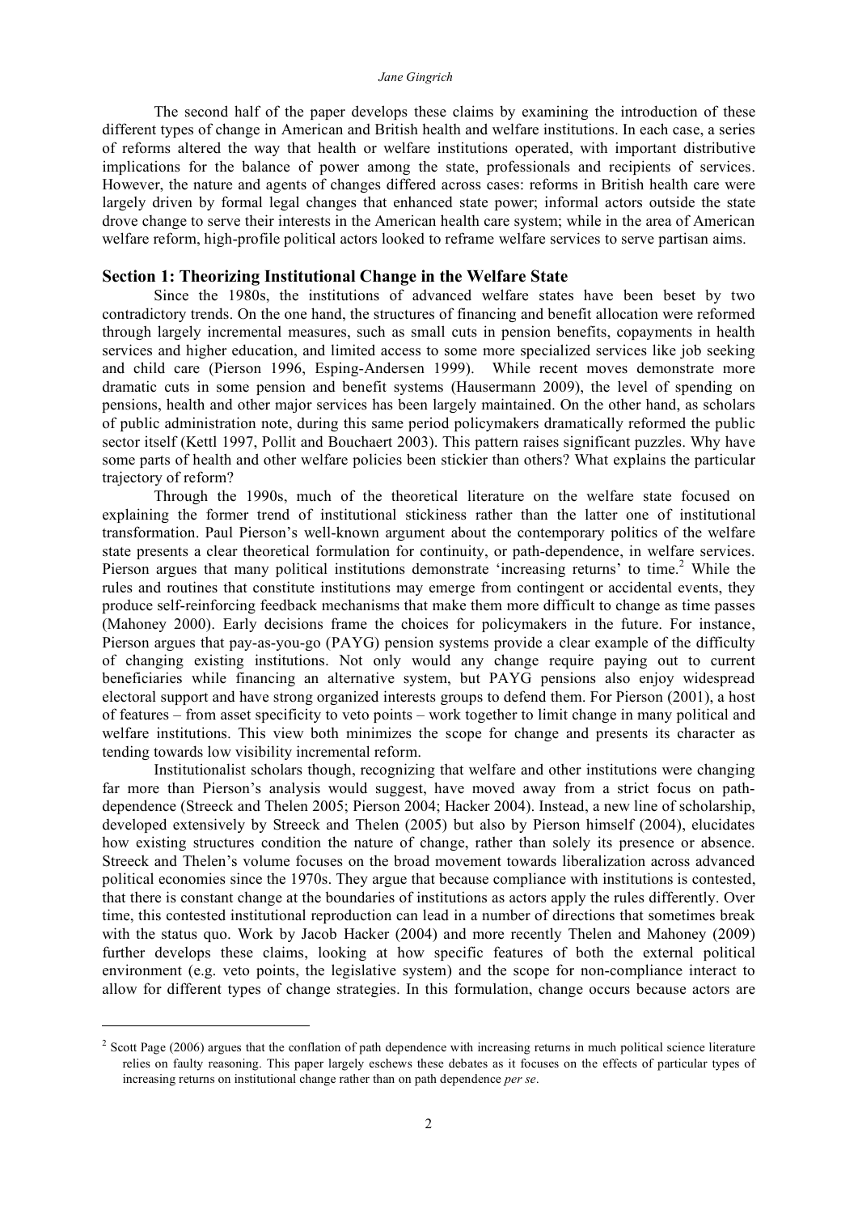The second half of the paper develops these claims by examining the introduction of these different types of change in American and British health and welfare institutions. In each case, a series of reforms altered the way that health or welfare institutions operated, with important distributive implications for the balance of power among the state, professionals and recipients of services. However, the nature and agents of changes differed across cases: reforms in British health care were largely driven by formal legal changes that enhanced state power; informal actors outside the state drove change to serve their interests in the American health care system; while in the area of American welfare reform, high-profile political actors looked to reframe welfare services to serve partisan aims.

## Section 1: Theorizing Institutional Change in the Welfare State

Since the 1980s, the institutions of advanced welfare states have been beset by two contradictory trends. On the one hand, the structures of financing and benefit allocation were reformed through largely incremental measures, such as small cuts in pension benefits, copayments in health services and higher education, and limited access to some more specialized services like job seeking and child care (Pierson 1996, Esping-Andersen 1999). While recent moves demonstrate more dramatic cuts in some pension and benefit systems (Hausermann 2009), the level of spending on pensions, health and other major services has been largely maintained. On the other hand, as scholars of public administration note, during this same period policymakers dramatically reformed the public sector itself (Kettl 1997, Pollit and Bouchaert 2003). This pattern raises significant puzzles. Why have some parts of health and other welfare policies been stickier than others? What explains the particular trajectory of reform?

Through the 1990s, much of the theoretical literature on the welfare state focused on explaining the former trend of institutional stickiness rather than the latter one of institutional transformation. Paul Pierson's well-known argument about the contemporary politics of the welfare state presents a clear theoretical formulation for continuity, or path-dependence, in welfare services. Pierson argues that many political institutions demonstrate 'increasing returns' to time.[2] While the rules and routines that constitute institutions may emerge from contingent or accidental events, they produce self-reinforcing feedback mechanisms that make them more difficult to change as time passes (Mahoney 2000). Early decisions frame the choices for policymakers in the future. For instance, Pierson argues that pay-as-you-go (PAYG) pension systems provide a clear example of the difficulty of changing existing institutions. Not only would any change require paying out to current beneficiaries while financing an alternative system, but PAYG pensions also enjoy widespread electoral support and have strong organized interests groups to defend them. For Pierson (2001), a host of features – from asset specificity to veto points – work together to limit change in many political and welfare institutions. This view both minimizes the scope for change and presents its character as tending towards low visibility incremental reform.

Institutionalist scholars though, recognizing that welfare and other institutions were changing far more than Pierson's analysis would suggest, have moved away from a strict focus on path-dependence (Streeck and Thelen 2005; Pierson 2004; Hacker 2004). Instead, a new line of scholarship, developed extensively by Streeck and Thelen (2005) but also by Pierson himself (2004), elucidates how existing structures condition the nature of change, rather than solely its presence or absence. Streeck and Thelen's volume focuses on the broad movement towards liberalization across advanced political economies since the 1970s. They argue that because compliance with institutions is contested, that there is constant change at the boundaries of institutions as actors apply the rules differently. Over time, this contested institutional reproduction can lead in a number of directions that sometimes break with the status quo. Work by Jacob Hacker (2004) and more recently Thelen and Mahoney (2009) further develops these claims, looking at how specific features of both the external political environment (e.g. veto points, the legislative system) and the scope for non-compliance interact to allow for different types of change strategies. In this formulation, change occurs because actors are

[2] Scott Page (2006) argues that the conflation of path dependence with increasing returns in much political science literature relies on faulty reasoning. This paper largely eschews these debates as it focuses on the effects of particular types of increasing returns on institutional change rather than on path dependence *per se*.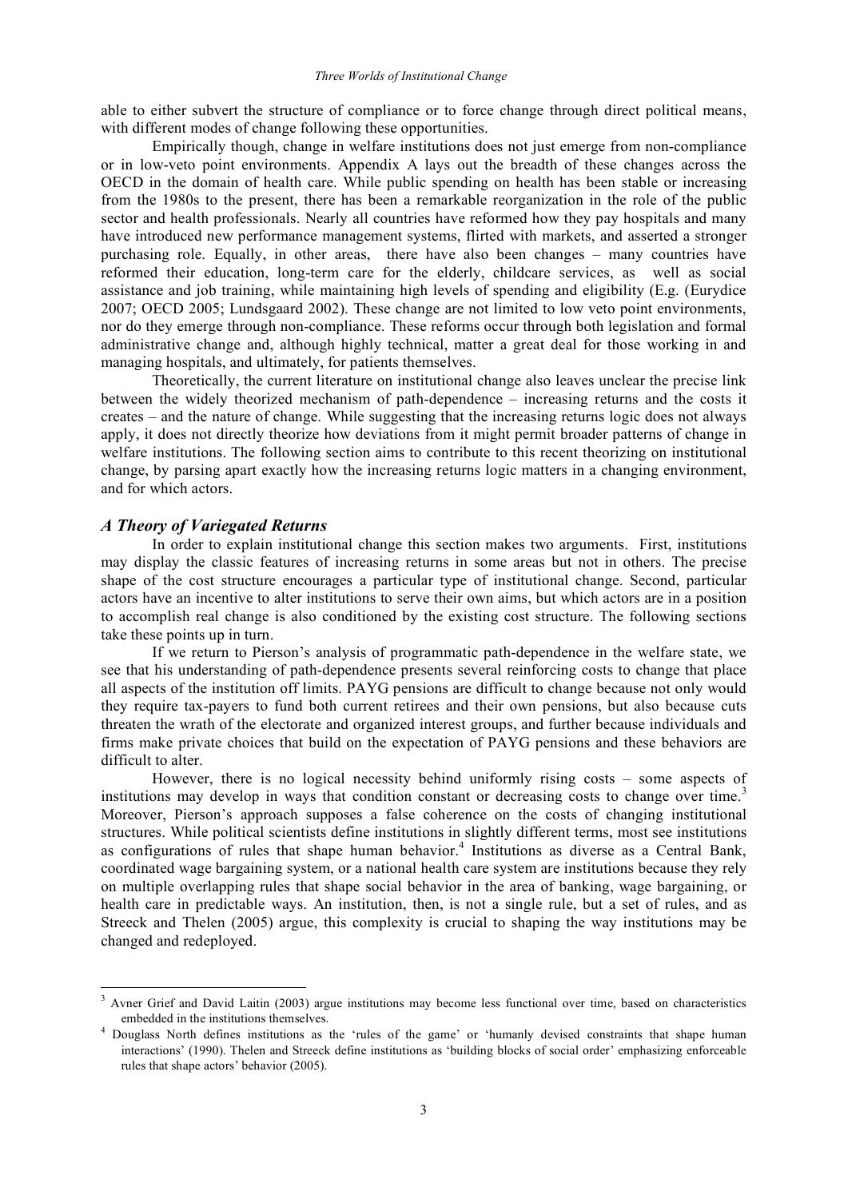able to either subvert the structure of compliance or to force change through direct political means, with different modes of change following these opportunities.

Empirically though, change in welfare institutions does not just emerge from non-compliance or in low-veto point environments. Appendix A lays out the breadth of these changes across the OECD in the domain of health care. While public spending on health has been stable or increasing from the 1980s to the present, there has been a remarkable reorganization in the role of the public sector and health professionals. Nearly all countries have reformed how they pay hospitals and many have introduced new performance management systems, flirted with markets, and asserted a stronger purchasing role. Equally, in other areas, there have also been changes – many countries have reformed their education, long-term care for the elderly, childcare services, as well as social assistance and job training, while maintaining high levels of spending and eligibility (E.g. (Eurydice 2007; OECD 2005; Lundsgaard 2002). These change are not limited to low veto point environments, nor do they emerge through non-compliance. These reforms occur through both legislation and formal administrative change and, although highly technical, matter a great deal for those working in and managing hospitals, and ultimately, for patients themselves.

Theoretically, the current literature on institutional change also leaves unclear the precise link between the widely theorized mechanism of path-dependence – increasing returns and the costs it creates – and the nature of change. While suggesting that the increasing returns logic does not always apply, it does not directly theorize how deviations from it might permit broader patterns of change in welfare institutions. The following section aims to contribute to this recent theorizing on institutional change, by parsing apart exactly how the increasing returns logic matters in a changing environment, and for which actors.

### *A Theory of Variegated Returns*

In order to explain institutional change this section makes two arguments. First, institutions may display the classic features of increasing returns in some areas but not in others. The precise shape of the cost structure encourages a particular type of institutional change. Second, particular actors have an incentive to alter institutions to serve their own aims, but which actors are in a position to accomplish real change is also conditioned by the existing cost structure. The following sections take these points up in turn.

If we return to Pierson's analysis of programmatic path-dependence in the welfare state, we see that his understanding of path-dependence presents several reinforcing costs to change that place all aspects of the institution off limits. PAYG pensions are difficult to change because not only would they require tax-payers to fund both current retirees and their own pensions, but also because cuts threaten the wrath of the electorate and organized interest groups, and further because individuals and firms make private choices that build on the expectation of PAYG pensions and these behaviors are difficult to alter.

However, there is no logical necessity behind uniformly rising costs – some aspects of institutions may develop in ways that condition constant or decreasing costs to change over time.[3] Moreover, Pierson's approach supposes a false coherence on the costs of changing institutional structures. While political scientists define institutions in slightly different terms, most see institutions as configurations of rules that shape human behavior.[4] Institutions as diverse as a Central Bank, coordinated wage bargaining system, or a national health care system are institutions because they rely on multiple overlapping rules that shape social behavior in the area of banking, wage bargaining, or health care in predictable ways. An institution, then, is not a single rule, but a set of rules, and as Streeck and Thelen (2005) argue, this complexity is crucial to shaping the way institutions may be changed and redeployed.

---

[3] Avner Grief and David Laitin (2003) argue institutions may become less functional over time, based on characteristics embedded in the institutions themselves.

[4] Douglass North defines institutions as the 'rules of the game' or 'humanly devised constraints that shape human interactions' (1990). Thelen and Streeck define institutions as 'building blocks of social order' emphasizing enforceable rules that shape actors' behavior (2005).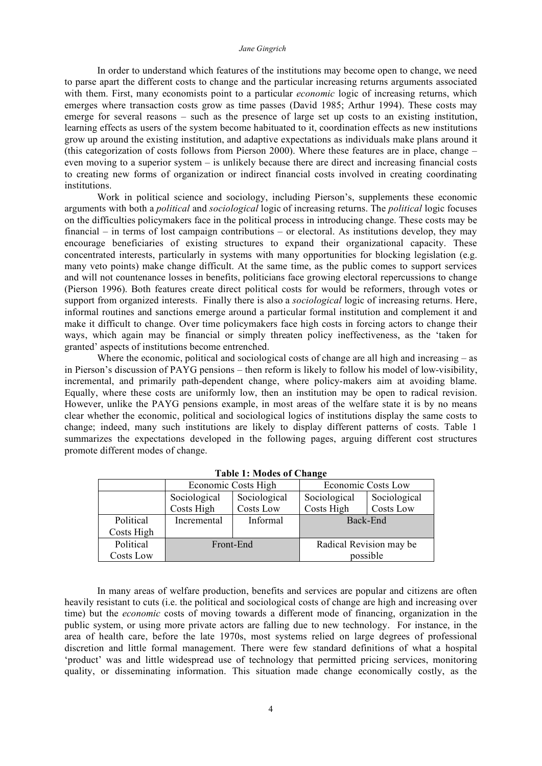In order to understand which features of the institutions may become open to change, we need to parse apart the different costs to change and the particular increasing returns arguments associated with them. First, many economists point to a particular *economic* logic of increasing returns, which emerges where transaction costs grow as time passes (David 1985; Arthur 1994). These costs may emerge for several reasons – such as the presence of large set up costs to an existing institution, learning effects as users of the system become habituated to it, coordination effects as new institutions grow up around the existing institution, and adaptive expectations as individuals make plans around it (this categorization of costs follows from Pierson 2000). Where these features are in place, change – even moving to a superior system – is unlikely because there are direct and increasing financial costs to creating new forms of organization or indirect financial costs involved in creating coordinating institutions.

Work in political science and sociology, including Pierson's, supplements these economic arguments with both a *political* and *sociological* logic of increasing returns. The *political* logic focuses on the difficulties policymakers face in the political process in introducing change. These costs may be financial – in terms of lost campaign contributions – or electoral. As institutions develop, they may encourage beneficiaries of existing structures to expand their organizational capacity. These concentrated interests, particularly in systems with many opportunities for blocking legislation (e.g. many veto points) make change difficult. At the same time, as the public comes to support services and will not countenance losses in benefits, politicians face growing electoral repercussions to change (Pierson 1996). Both features create direct political costs for would be reformers, through votes or support from organized interests. Finally there is also a *sociological* logic of increasing returns. Here, informal routines and sanctions emerge around a particular formal institution and complement it and make it difficult to change. Over time policymakers face high costs in forcing actors to change their ways, which again may be financial or simply threaten policy ineffectiveness, as the 'taken for granted' aspects of institutions become entrenched.

Where the economic, political and sociological costs of change are all high and increasing – as in Pierson's discussion of PAYG pensions – then reform is likely to follow his model of low-visibility, incremental, and primarily path-dependent change, where policy-makers aim at avoiding blame. Equally, where these costs are uniformly low, then an institution may be open to radical revision. However, unlike the PAYG pensions example, in most areas of the welfare state it is by no means clear whether the economic, political and sociological logics of institutions display the same costs to change; indeed, many such institutions are likely to display different patterns of costs. Table 1 summarizes the expectations developed in the following pages, arguing different cost structures promote different modes of change.

**Table 1: Modes of Change**

| | Economic Costs High | | Economic Costs Low | |
|---|---|---|---|---|
| | Sociological Costs High | Sociological Costs Low | Sociological Costs High | Sociological Costs Low |
| Political Costs High | Incremental | Informal | Back-End | |
| Political Costs Low | Front-End | | Radical Revision may be possible | |

In many areas of welfare production, benefits and services are popular and citizens are often heavily resistant to cuts (i.e. the political and sociological costs of change are high and increasing over time) but the *economic* costs of moving towards a different mode of financing, organization in the public system, or using more private actors are falling due to new technology. For instance, in the area of health care, before the late 1970s, most systems relied on large degrees of professional discretion and little formal management. There were few standard definitions of what a hospital 'product' was and little widespread use of technology that permitted pricing services, monitoring quality, or disseminating information. This situation made change economically costly, as the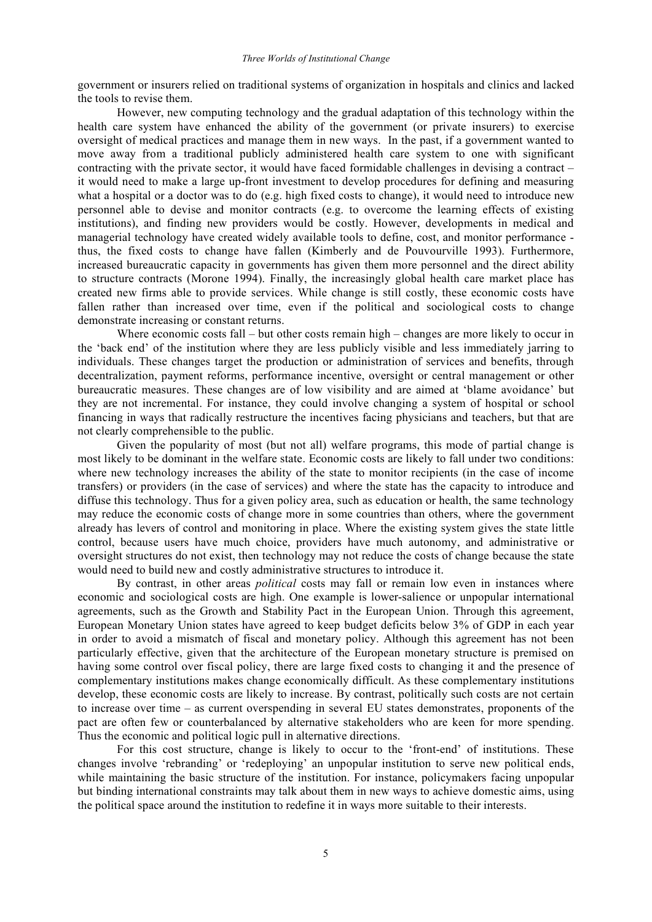government or insurers relied on traditional systems of organization in hospitals and clinics and lacked the tools to revise them.

However, new computing technology and the gradual adaptation of this technology within the health care system have enhanced the ability of the government (or private insurers) to exercise oversight of medical practices and manage them in new ways. In the past, if a government wanted to move away from a traditional publicly administered health care system to one with significant contracting with the private sector, it would have faced formidable challenges in devising a contract – it would need to make a large up-front investment to develop procedures for defining and measuring what a hospital or a doctor was to do (e.g. high fixed costs to change), it would need to introduce new personnel able to devise and monitor contracts (e.g. to overcome the learning effects of existing institutions), and finding new providers would be costly. However, developments in medical and managerial technology have created widely available tools to define, cost, and monitor performance - thus, the fixed costs to change have fallen (Kimberly and de Pouvourville 1993). Furthermore, increased bureaucratic capacity in governments has given them more personnel and the direct ability to structure contracts (Morone 1994). Finally, the increasingly global health care market place has created new firms able to provide services. While change is still costly, these economic costs have fallen rather than increased over time, even if the political and sociological costs to change demonstrate increasing or constant returns.

Where economic costs fall – but other costs remain high – changes are more likely to occur in the 'back end' of the institution where they are less publicly visible and less immediately jarring to individuals. These changes target the production or administration of services and benefits, through decentralization, payment reforms, performance incentive, oversight or central management or other bureaucratic measures. These changes are of low visibility and are aimed at 'blame avoidance' but they are not incremental. For instance, they could involve changing a system of hospital or school financing in ways that radically restructure the incentives facing physicians and teachers, but that are not clearly comprehensible to the public.

Given the popularity of most (but not all) welfare programs, this mode of partial change is most likely to be dominant in the welfare state. Economic costs are likely to fall under two conditions: where new technology increases the ability of the state to monitor recipients (in the case of income transfers) or providers (in the case of services) and where the state has the capacity to introduce and diffuse this technology. Thus for a given policy area, such as education or health, the same technology may reduce the economic costs of change more in some countries than others, where the government already has levers of control and monitoring in place. Where the existing system gives the state little control, because users have much choice, providers have much autonomy, and administrative or oversight structures do not exist, then technology may not reduce the costs of change because the state would need to build new and costly administrative structures to introduce it.

By contrast, in other areas *political* costs may fall or remain low even in instances where economic and sociological costs are high. One example is lower-salience or unpopular international agreements, such as the Growth and Stability Pact in the European Union. Through this agreement, European Monetary Union states have agreed to keep budget deficits below 3% of GDP in each year in order to avoid a mismatch of fiscal and monetary policy. Although this agreement has not been particularly effective, given that the architecture of the European monetary structure is premised on having some control over fiscal policy, there are large fixed costs to changing it and the presence of complementary institutions makes change economically difficult. As these complementary institutions develop, these economic costs are likely to increase. By contrast, politically such costs are not certain to increase over time – as current overspending in several EU states demonstrates, proponents of the pact are often few or counterbalanced by alternative stakeholders who are keen for more spending. Thus the economic and political logic pull in alternative directions.

For this cost structure, change is likely to occur to the 'front-end' of institutions. These changes involve 'rebranding' or 'redeploying' an unpopular institution to serve new political ends, while maintaining the basic structure of the institution. For instance, policymakers facing unpopular but binding international constraints may talk about them in new ways to achieve domestic aims, using the political space around the institution to redefine it in ways more suitable to their interests.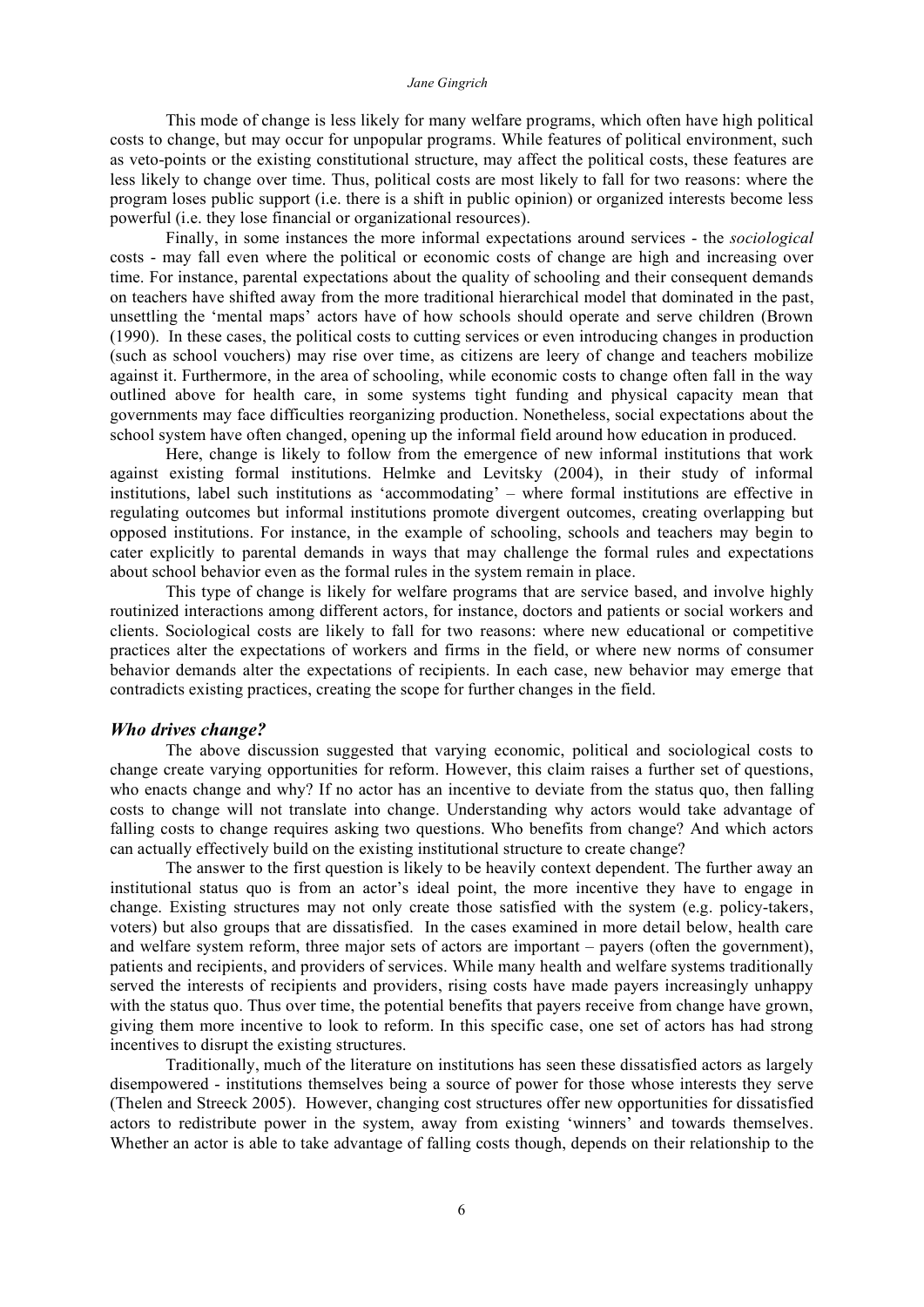This mode of change is less likely for many welfare programs, which often have high political costs to change, but may occur for unpopular programs. While features of political environment, such as veto-points or the existing constitutional structure, may affect the political costs, these features are less likely to change over time. Thus, political costs are most likely to fall for two reasons: where the program loses public support (i.e. there is a shift in public opinion) or organized interests become less powerful (i.e. they lose financial or organizational resources).

Finally, in some instances the more informal expectations around services - the *sociological* costs - may fall even where the political or economic costs of change are high and increasing over time. For instance, parental expectations about the quality of schooling and their consequent demands on teachers have shifted away from the more traditional hierarchical model that dominated in the past, unsettling the 'mental maps' actors have of how schools should operate and serve children (Brown (1990). In these cases, the political costs to cutting services or even introducing changes in production (such as school vouchers) may rise over time, as citizens are leery of change and teachers mobilize against it. Furthermore, in the area of schooling, while economic costs to change often fall in the way outlined above for health care, in some systems tight funding and physical capacity mean that governments may face difficulties reorganizing production. Nonetheless, social expectations about the school system have often changed, opening up the informal field around how education in produced.

Here, change is likely to follow from the emergence of new informal institutions that work against existing formal institutions. Helmke and Levitsky (2004), in their study of informal institutions, label such institutions as 'accommodating' – where formal institutions are effective in regulating outcomes but informal institutions promote divergent outcomes, creating overlapping but opposed institutions. For instance, in the example of schooling, schools and teachers may begin to cater explicitly to parental demands in ways that may challenge the formal rules and expectations about school behavior even as the formal rules in the system remain in place.

This type of change is likely for welfare programs that are service based, and involve highly routinized interactions among different actors, for instance, doctors and patients or social workers and clients. Sociological costs are likely to fall for two reasons: where new educational or competitive practices alter the expectations of workers and firms in the field, or where new norms of consumer behavior demands alter the expectations of recipients. In each case, new behavior may emerge that contradicts existing practices, creating the scope for further changes in the field.

### *Who drives change?*

The above discussion suggested that varying economic, political and sociological costs to change create varying opportunities for reform. However, this claim raises a further set of questions, who enacts change and why? If no actor has an incentive to deviate from the status quo, then falling costs to change will not translate into change. Understanding why actors would take advantage of falling costs to change requires asking two questions. Who benefits from change? And which actors can actually effectively build on the existing institutional structure to create change?

The answer to the first question is likely to be heavily context dependent. The further away an institutional status quo is from an actor's ideal point, the more incentive they have to engage in change. Existing structures may not only create those satisfied with the system (e.g. policy-takers, voters) but also groups that are dissatisfied. In the cases examined in more detail below, health care and welfare system reform, three major sets of actors are important – payers (often the government), patients and recipients, and providers of services. While many health and welfare systems traditionally served the interests of recipients and providers, rising costs have made payers increasingly unhappy with the status quo. Thus over time, the potential benefits that payers receive from change have grown, giving them more incentive to look to reform. In this specific case, one set of actors has had strong incentives to disrupt the existing structures.

Traditionally, much of the literature on institutions has seen these dissatisfied actors as largely disempowered - institutions themselves being a source of power for those whose interests they serve (Thelen and Streeck 2005). However, changing cost structures offer new opportunities for dissatisfied actors to redistribute power in the system, away from existing 'winners' and towards themselves. Whether an actor is able to take advantage of falling costs though, depends on their relationship to the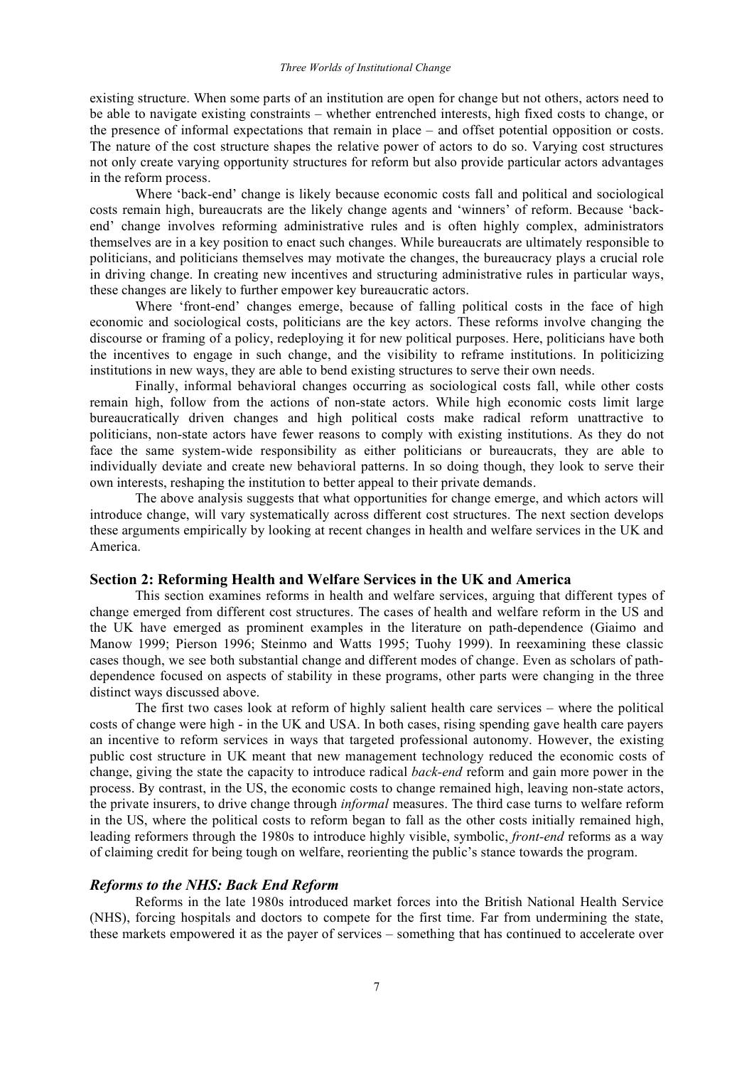existing structure. When some parts of an institution are open for change but not others, actors need to be able to navigate existing constraints – whether entrenched interests, high fixed costs to change, or the presence of informal expectations that remain in place – and offset potential opposition or costs. The nature of the cost structure shapes the relative power of actors to do so. Varying cost structures not only create varying opportunity structures for reform but also provide particular actors advantages in the reform process.

Where 'back-end' change is likely because economic costs fall and political and sociological costs remain high, bureaucrats are the likely change agents and 'winners' of reform. Because 'back-end' change involves reforming administrative rules and is often highly complex, administrators themselves are in a key position to enact such changes. While bureaucrats are ultimately responsible to politicians, and politicians themselves may motivate the changes, the bureaucracy plays a crucial role in driving change. In creating new incentives and structuring administrative rules in particular ways, these changes are likely to further empower key bureaucratic actors.

Where 'front-end' changes emerge, because of falling political costs in the face of high economic and sociological costs, politicians are the key actors. These reforms involve changing the discourse or framing of a policy, redeploying it for new political purposes. Here, politicians have both the incentives to engage in such change, and the visibility to reframe institutions. In politicizing institutions in new ways, they are able to bend existing structures to serve their own needs.

Finally, informal behavioral changes occurring as sociological costs fall, while other costs remain high, follow from the actions of non-state actors. While high economic costs limit large bureaucratically driven changes and high political costs make radical reform unattractive to politicians, non-state actors have fewer reasons to comply with existing institutions. As they do not face the same system-wide responsibility as either politicians or bureaucrats, they are able to individually deviate and create new behavioral patterns. In so doing though, they look to serve their own interests, reshaping the institution to better appeal to their private demands.

The above analysis suggests that what opportunities for change emerge, and which actors will introduce change, will vary systematically across different cost structures. The next section develops these arguments empirically by looking at recent changes in health and welfare services in the UK and America.

## Section 2: Reforming Health and Welfare Services in the UK and America

This section examines reforms in health and welfare services, arguing that different types of change emerged from different cost structures. The cases of health and welfare reform in the US and the UK have emerged as prominent examples in the literature on path-dependence (Giaimo and Manow 1999; Pierson 1996; Steinmo and Watts 1995; Tuohy 1999). In reexamining these classic cases though, we see both substantial change and different modes of change. Even as scholars of path-dependence focused on aspects of stability in these programs, other parts were changing in the three distinct ways discussed above.

The first two cases look at reform of highly salient health care services – where the political costs of change were high - in the UK and USA. In both cases, rising spending gave health care payers an incentive to reform services in ways that targeted professional autonomy. However, the existing public cost structure in UK meant that new management technology reduced the economic costs of change, giving the state the capacity to introduce radical *back-end* reform and gain more power in the process. By contrast, in the US, the economic costs to change remained high, leaving non-state actors, the private insurers, to drive change through *informal* measures. The third case turns to welfare reform in the US, where the political costs to reform began to fall as the other costs initially remained high, leading reformers through the 1980s to introduce highly visible, symbolic, *front-end* reforms as a way of claiming credit for being tough on welfare, reorienting the public's stance towards the program.

### *Reforms to the NHS: Back End Reform*

Reforms in the late 1980s introduced market forces into the British National Health Service (NHS), forcing hospitals and doctors to compete for the first time. Far from undermining the state, these markets empowered it as the payer of services – something that has continued to accelerate over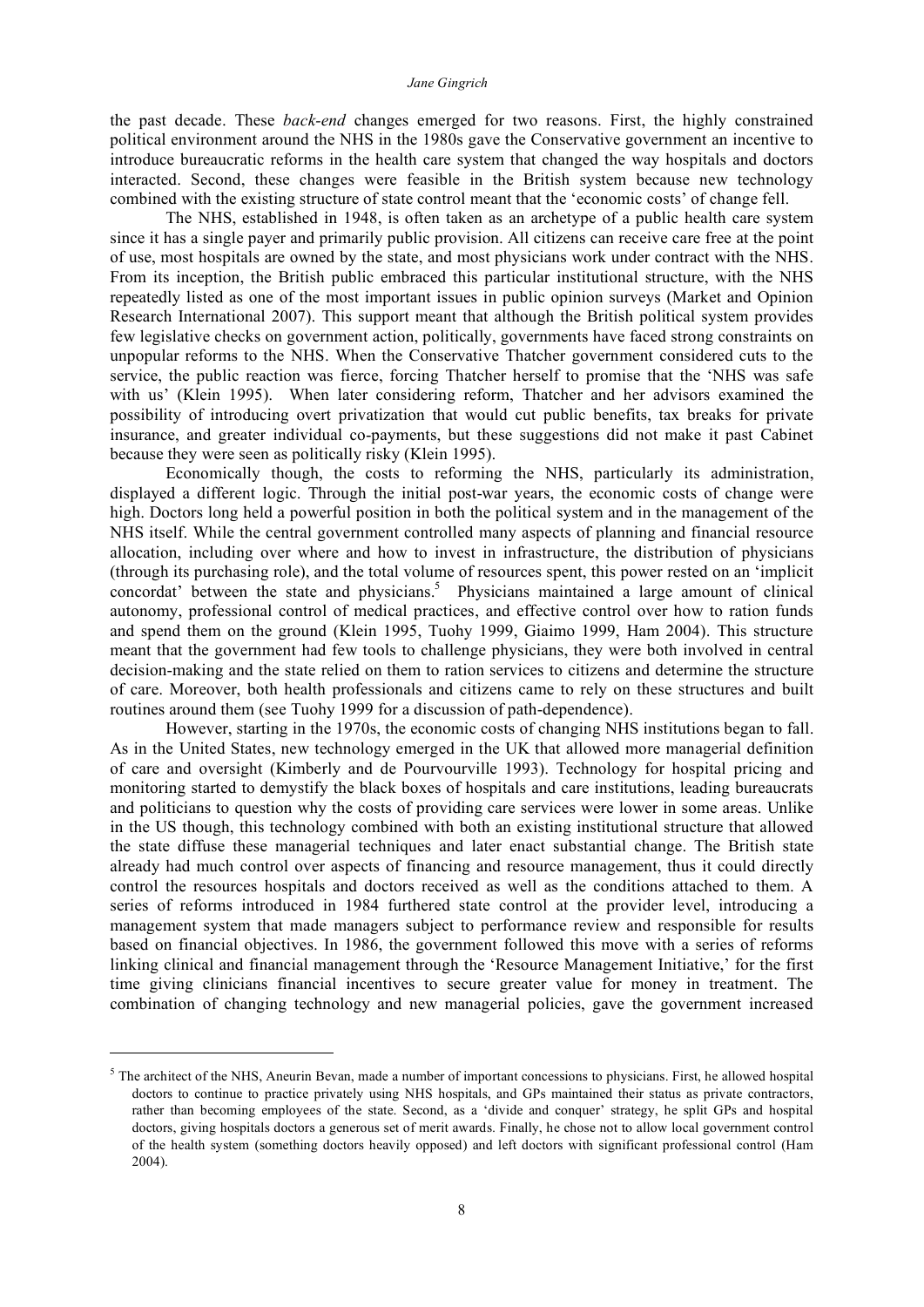the past decade. These *back-end* changes emerged for two reasons. First, the highly constrained political environment around the NHS in the 1980s gave the Conservative government an incentive to introduce bureaucratic reforms in the health care system that changed the way hospitals and doctors interacted. Second, these changes were feasible in the British system because new technology combined with the existing structure of state control meant that the 'economic costs' of change fell.

The NHS, established in 1948, is often taken as an archetype of a public health care system since it has a single payer and primarily public provision. All citizens can receive care free at the point of use, most hospitals are owned by the state, and most physicians work under contract with the NHS. From its inception, the British public embraced this particular institutional structure, with the NHS repeatedly listed as one of the most important issues in public opinion surveys (Market and Opinion Research International 2007). This support meant that although the British political system provides few legislative checks on government action, politically, governments have faced strong constraints on unpopular reforms to the NHS. When the Conservative Thatcher government considered cuts to the service, the public reaction was fierce, forcing Thatcher herself to promise that the 'NHS was safe with us' (Klein 1995). When later considering reform, Thatcher and her advisors examined the possibility of introducing overt privatization that would cut public benefits, tax breaks for private insurance, and greater individual co-payments, but these suggestions did not make it past Cabinet because they were seen as politically risky (Klein 1995).

Economically though, the costs to reforming the NHS, particularly its administration, displayed a different logic. Through the initial post-war years, the economic costs of change were high. Doctors long held a powerful position in both the political system and in the management of the NHS itself. While the central government controlled many aspects of planning and financial resource allocation, including over where and how to invest in infrastructure, the distribution of physicians (through its purchasing role), and the total volume of resources spent, this power rested on an 'implicit concordat' between the state and physicians.[5] Physicians maintained a large amount of clinical autonomy, professional control of medical practices, and effective control over how to ration funds and spend them on the ground (Klein 1995, Tuohy 1999, Giaimo 1999, Ham 2004). This structure meant that the government had few tools to challenge physicians, they were both involved in central decision-making and the state relied on them to ration services to citizens and determine the structure of care. Moreover, both health professionals and citizens came to rely on these structures and built routines around them (see Tuohy 1999 for a discussion of path-dependence).

However, starting in the 1970s, the economic costs of changing NHS institutions began to fall. As in the United States, new technology emerged in the UK that allowed more managerial definition of care and oversight (Kimberly and de Pourvourville 1993). Technology for hospital pricing and monitoring started to demystify the black boxes of hospitals and care institutions, leading bureaucrats and politicians to question why the costs of providing care services were lower in some areas. Unlike in the US though, this technology combined with both an existing institutional structure that allowed the state diffuse these managerial techniques and later enact substantial change. The British state already had much control over aspects of financing and resource management, thus it could directly control the resources hospitals and doctors received as well as the conditions attached to them. A series of reforms introduced in 1984 furthered state control at the provider level, introducing a management system that made managers subject to performance review and responsible for results based on financial objectives. In 1986, the government followed this move with a series of reforms linking clinical and financial management through the 'Resource Management Initiative,' for the first time giving clinicians financial incentives to secure greater value for money in treatment. The combination of changing technology and new managerial policies, gave the government increased

[5] The architect of the NHS, Aneurin Bevan, made a number of important concessions to physicians. First, he allowed hospital doctors to continue to practice privately using NHS hospitals, and GPs maintained their status as private contractors, rather than becoming employees of the state. Second, as a 'divide and conquer' strategy, he split GPs and hospital doctors, giving hospitals doctors a generous set of merit awards. Finally, he chose not to allow local government control of the health system (something doctors heavily opposed) and left doctors with significant professional control (Ham 2004).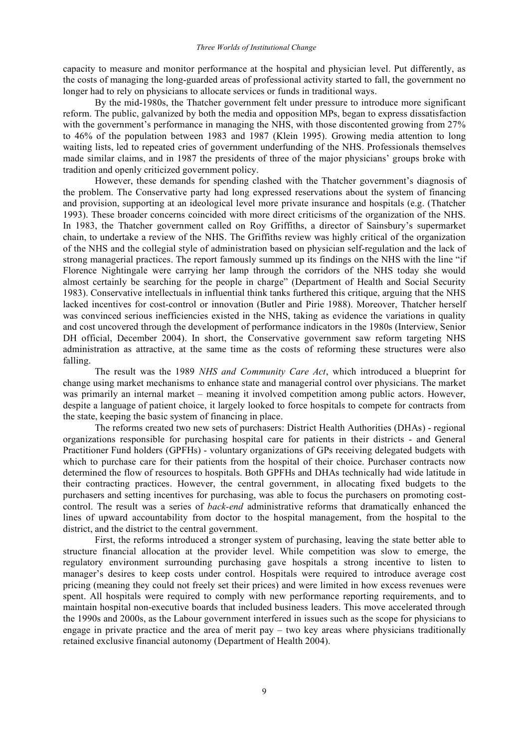capacity to measure and monitor performance at the hospital and physician level. Put differently, as the costs of managing the long-guarded areas of professional activity started to fall, the government no longer had to rely on physicians to allocate services or funds in traditional ways.

By the mid-1980s, the Thatcher government felt under pressure to introduce more significant reform. The public, galvanized by both the media and opposition MPs, began to express dissatisfaction with the government's performance in managing the NHS, with those discontented growing from 27% to 46% of the population between 1983 and 1987 (Klein 1995). Growing media attention to long waiting lists, led to repeated cries of government underfunding of the NHS. Professionals themselves made similar claims, and in 1987 the presidents of three of the major physicians' groups broke with tradition and openly criticized government policy.

However, these demands for spending clashed with the Thatcher government's diagnosis of the problem. The Conservative party had long expressed reservations about the system of financing and provision, supporting at an ideological level more private insurance and hospitals (e.g. (Thatcher 1993). These broader concerns coincided with more direct criticisms of the organization of the NHS. In 1983, the Thatcher government called on Roy Griffiths, a director of Sainsbury's supermarket chain, to undertake a review of the NHS. The Griffiths review was highly critical of the organization of the NHS and the collegial style of administration based on physician self-regulation and the lack of strong managerial practices. The report famously summed up its findings on the NHS with the line "if Florence Nightingale were carrying her lamp through the corridors of the NHS today she would almost certainly be searching for the people in charge" (Department of Health and Social Security 1983). Conservative intellectuals in influential think tanks furthered this critique, arguing that the NHS lacked incentives for cost-control or innovation (Butler and Pirie 1988). Moreover, Thatcher herself was convinced serious inefficiencies existed in the NHS, taking as evidence the variations in quality and cost uncovered through the development of performance indicators in the 1980s (Interview, Senior DH official, December 2004). In short, the Conservative government saw reform targeting NHS administration as attractive, at the same time as the costs of reforming these structures were also falling.

The result was the 1989 *NHS and Community Care Act*, which introduced a blueprint for change using market mechanisms to enhance state and managerial control over physicians. The market was primarily an internal market – meaning it involved competition among public actors. However, despite a language of patient choice, it largely looked to force hospitals to compete for contracts from the state, keeping the basic system of financing in place.

The reforms created two new sets of purchasers: District Health Authorities (DHAs) - regional organizations responsible for purchasing hospital care for patients in their districts - and General Practitioner Fund holders (GPFHs) - voluntary organizations of GPs receiving delegated budgets with which to purchase care for their patients from the hospital of their choice. Purchaser contracts now determined the flow of resources to hospitals. Both GPFHs and DHAs technically had wide latitude in their contracting practices. However, the central government, in allocating fixed budgets to the purchasers and setting incentives for purchasing, was able to focus the purchasers on promoting cost-control. The result was a series of *back-end* administrative reforms that dramatically enhanced the lines of upward accountability from doctor to the hospital management, from the hospital to the district, and the district to the central government.

First, the reforms introduced a stronger system of purchasing, leaving the state better able to structure financial allocation at the provider level. While competition was slow to emerge, the regulatory environment surrounding purchasing gave hospitals a strong incentive to listen to manager's desires to keep costs under control. Hospitals were required to introduce average cost pricing (meaning they could not freely set their prices) and were limited in how excess revenues were spent. All hospitals were required to comply with new performance reporting requirements, and to maintain hospital non-executive boards that included business leaders. This move accelerated through the 1990s and 2000s, as the Labour government interfered in issues such as the scope for physicians to engage in private practice and the area of merit pay – two key areas where physicians traditionally retained exclusive financial autonomy (Department of Health 2004).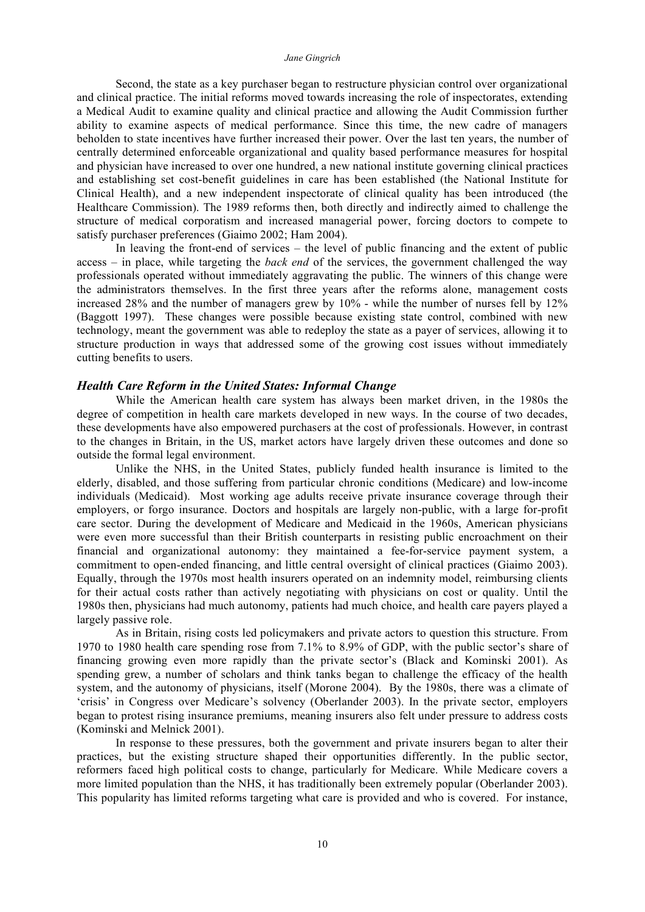Second, the state as a key purchaser began to restructure physician control over organizational and clinical practice. The initial reforms moved towards increasing the role of inspectorates, extending a Medical Audit to examine quality and clinical practice and allowing the Audit Commission further ability to examine aspects of medical performance. Since this time, the new cadre of managers beholden to state incentives have further increased their power. Over the last ten years, the number of centrally determined enforceable organizational and quality based performance measures for hospital and physician have increased to over one hundred, a new national institute governing clinical practices and establishing set cost-benefit guidelines in care has been established (the National Institute for Clinical Health), and a new independent inspectorate of clinical quality has been introduced (the Healthcare Commission). The 1989 reforms then, both directly and indirectly aimed to challenge the structure of medical corporatism and increased managerial power, forcing doctors to compete to satisfy purchaser preferences (Giaimo 2002; Ham 2004).

In leaving the front-end of services – the level of public financing and the extent of public access – in place, while targeting the *back end* of the services, the government challenged the way professionals operated without immediately aggravating the public. The winners of this change were the administrators themselves. In the first three years after the reforms alone, management costs increased 28% and the number of managers grew by 10% - while the number of nurses fell by 12% (Baggott 1997). These changes were possible because existing state control, combined with new technology, meant the government was able to redeploy the state as a payer of services, allowing it to structure production in ways that addressed some of the growing cost issues without immediately cutting benefits to users.

### *Health Care Reform in the United States: Informal Change*

While the American health care system has always been market driven, in the 1980s the degree of competition in health care markets developed in new ways. In the course of two decades, these developments have also empowered purchasers at the cost of professionals. However, in contrast to the changes in Britain, in the US, market actors have largely driven these outcomes and done so outside the formal legal environment.

Unlike the NHS, in the United States, publicly funded health insurance is limited to the elderly, disabled, and those suffering from particular chronic conditions (Medicare) and low-income individuals (Medicaid). Most working age adults receive private insurance coverage through their employers, or forgo insurance. Doctors and hospitals are largely non-public, with a large for-profit care sector. During the development of Medicare and Medicaid in the 1960s, American physicians were even more successful than their British counterparts in resisting public encroachment on their financial and organizational autonomy: they maintained a fee-for-service payment system, a commitment to open-ended financing, and little central oversight of clinical practices (Giaimo 2003). Equally, through the 1970s most health insurers operated on an indemnity model, reimbursing clients for their actual costs rather than actively negotiating with physicians on cost or quality. Until the 1980s then, physicians had much autonomy, patients had much choice, and health care payers played a largely passive role.

As in Britain, rising costs led policymakers and private actors to question this structure. From 1970 to 1980 health care spending rose from 7.1% to 8.9% of GDP, with the public sector's share of financing growing even more rapidly than the private sector's (Black and Kominski 2001). As spending grew, a number of scholars and think tanks began to challenge the efficacy of the health system, and the autonomy of physicians, itself (Morone 2004). By the 1980s, there was a climate of 'crisis' in Congress over Medicare's solvency (Oberlander 2003). In the private sector, employers began to protest rising insurance premiums, meaning insurers also felt under pressure to address costs (Kominski and Melnick 2001).

In response to these pressures, both the government and private insurers began to alter their practices, but the existing structure shaped their opportunities differently. In the public sector, reformers faced high political costs to change, particularly for Medicare. While Medicare covers a more limited population than the NHS, it has traditionally been extremely popular (Oberlander 2003). This popularity has limited reforms targeting what care is provided and who is covered. For instance,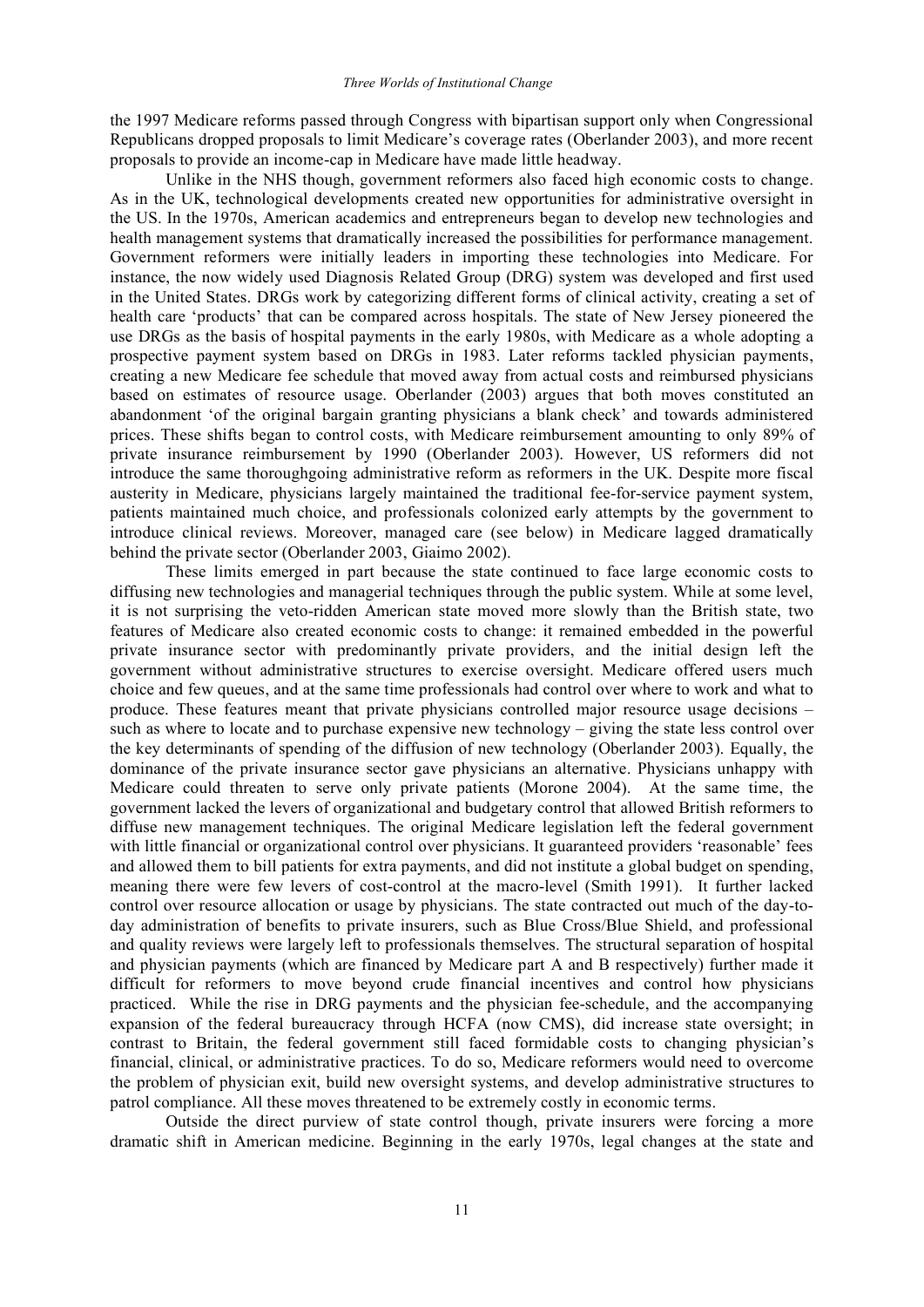the 1997 Medicare reforms passed through Congress with bipartisan support only when Congressional Republicans dropped proposals to limit Medicare's coverage rates (Oberlander 2003), and more recent proposals to provide an income-cap in Medicare have made little headway.

Unlike in the NHS though, government reformers also faced high economic costs to change. As in the UK, technological developments created new opportunities for administrative oversight in the US. In the 1970s, American academics and entrepreneurs began to develop new technologies and health management systems that dramatically increased the possibilities for performance management. Government reformers were initially leaders in importing these technologies into Medicare. For instance, the now widely used Diagnosis Related Group (DRG) system was developed and first used in the United States. DRGs work by categorizing different forms of clinical activity, creating a set of health care 'products' that can be compared across hospitals. The state of New Jersey pioneered the use DRGs as the basis of hospital payments in the early 1980s, with Medicare as a whole adopting a prospective payment system based on DRGs in 1983. Later reforms tackled physician payments, creating a new Medicare fee schedule that moved away from actual costs and reimbursed physicians based on estimates of resource usage. Oberlander (2003) argues that both moves constituted an abandonment 'of the original bargain granting physicians a blank check' and towards administered prices. These shifts began to control costs, with Medicare reimbursement amounting to only 89% of private insurance reimbursement by 1990 (Oberlander 2003). However, US reformers did not introduce the same thoroughgoing administrative reform as reformers in the UK. Despite more fiscal austerity in Medicare, physicians largely maintained the traditional fee-for-service payment system, patients maintained much choice, and professionals colonized early attempts by the government to introduce clinical reviews. Moreover, managed care (see below) in Medicare lagged dramatically behind the private sector (Oberlander 2003, Giaimo 2002).

These limits emerged in part because the state continued to face large economic costs to diffusing new technologies and managerial techniques through the public system. While at some level, it is not surprising the veto-ridden American state moved more slowly than the British state, two features of Medicare also created economic costs to change: it remained embedded in the powerful private insurance sector with predominantly private providers, and the initial design left the government without administrative structures to exercise oversight. Medicare offered users much choice and few queues, and at the same time professionals had control over where to work and what to produce. These features meant that private physicians controlled major resource usage decisions – such as where to locate and to purchase expensive new technology – giving the state less control over the key determinants of spending of the diffusion of new technology (Oberlander 2003). Equally, the dominance of the private insurance sector gave physicians an alternative. Physicians unhappy with Medicare could threaten to serve only private patients (Morone 2004). At the same time, the government lacked the levers of organizational and budgetary control that allowed British reformers to diffuse new management techniques. The original Medicare legislation left the federal government with little financial or organizational control over physicians. It guaranteed providers 'reasonable' fees and allowed them to bill patients for extra payments, and did not institute a global budget on spending, meaning there were few levers of cost-control at the macro-level (Smith 1991). It further lacked control over resource allocation or usage by physicians. The state contracted out much of the day-to-day administration of benefits to private insurers, such as Blue Cross/Blue Shield, and professional and quality reviews were largely left to professionals themselves. The structural separation of hospital and physician payments (which are financed by Medicare part A and B respectively) further made it difficult for reformers to move beyond crude financial incentives and control how physicians practiced. While the rise in DRG payments and the physician fee-schedule, and the accompanying expansion of the federal bureaucracy through HCFA (now CMS), did increase state oversight; in contrast to Britain, the federal government still faced formidable costs to changing physician's financial, clinical, or administrative practices. To do so, Medicare reformers would need to overcome the problem of physician exit, build new oversight systems, and develop administrative structures to patrol compliance. All these moves threatened to be extremely costly in economic terms.

Outside the direct purview of state control though, private insurers were forcing a more dramatic shift in American medicine. Beginning in the early 1970s, legal changes at the state and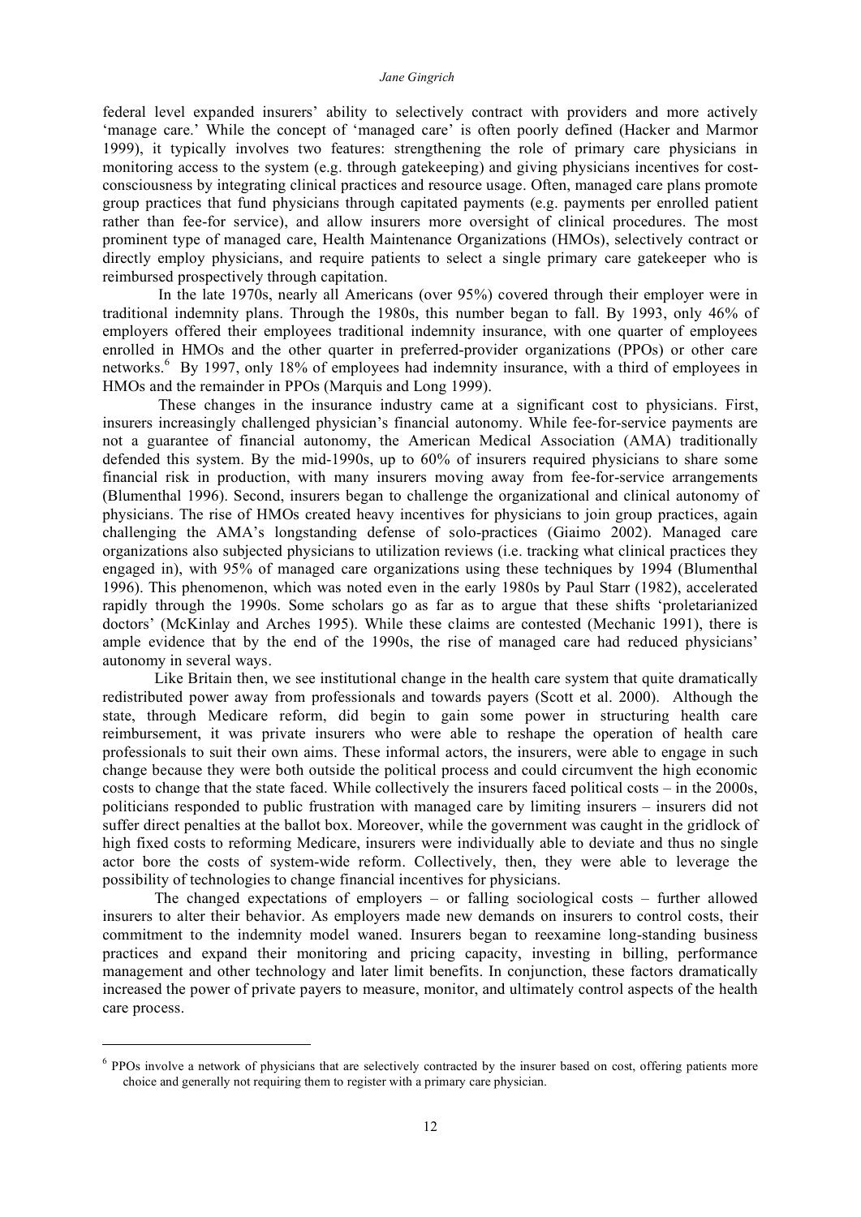federal level expanded insurers' ability to selectively contract with providers and more actively 'manage care.' While the concept of 'managed care' is often poorly defined (Hacker and Marmor 1999), it typically involves two features: strengthening the role of primary care physicians in monitoring access to the system (e.g. through gatekeeping) and giving physicians incentives for cost-consciousness by integrating clinical practices and resource usage. Often, managed care plans promote group practices that fund physicians through capitated payments (e.g. payments per enrolled patient rather than fee-for service), and allow insurers more oversight of clinical procedures. The most prominent type of managed care, Health Maintenance Organizations (HMOs), selectively contract or directly employ physicians, and require patients to select a single primary care gatekeeper who is reimbursed prospectively through capitation.

In the late 1970s, nearly all Americans (over 95%) covered through their employer were in traditional indemnity plans. Through the 1980s, this number began to fall. By 1993, only 46% of employers offered their employees traditional indemnity insurance, with one quarter of employees enrolled in HMOs and the other quarter in preferred-provider organizations (PPOs) or other care networks.[6] By 1997, only 18% of employees had indemnity insurance, with a third of employees in HMOs and the remainder in PPOs (Marquis and Long 1999).

These changes in the insurance industry came at a significant cost to physicians. First, insurers increasingly challenged physician's financial autonomy. While fee-for-service payments are not a guarantee of financial autonomy, the American Medical Association (AMA) traditionally defended this system. By the mid-1990s, up to 60% of insurers required physicians to share some financial risk in production, with many insurers moving away from fee-for-service arrangements (Blumenthal 1996). Second, insurers began to challenge the organizational and clinical autonomy of physicians. The rise of HMOs created heavy incentives for physicians to join group practices, again challenging the AMA's longstanding defense of solo-practices (Giaimo 2002). Managed care organizations also subjected physicians to utilization reviews (i.e. tracking what clinical practices they engaged in), with 95% of managed care organizations using these techniques by 1994 (Blumenthal 1996). This phenomenon, which was noted even in the early 1980s by Paul Starr (1982), accelerated rapidly through the 1990s. Some scholars go as far as to argue that these shifts 'proletarianized doctors' (McKinlay and Arches 1995). While these claims are contested (Mechanic 1991), there is ample evidence that by the end of the 1990s, the rise of managed care had reduced physicians' autonomy in several ways.

Like Britain then, we see institutional change in the health care system that quite dramatically redistributed power away from professionals and towards payers (Scott et al. 2000). Although the state, through Medicare reform, did begin to gain some power in structuring health care reimbursement, it was private insurers who were able to reshape the operation of health care professionals to suit their own aims. These informal actors, the insurers, were able to engage in such change because they were both outside the political process and could circumvent the high economic costs to change that the state faced. While collectively the insurers faced political costs – in the 2000s, politicians responded to public frustration with managed care by limiting insurers – insurers did not suffer direct penalties at the ballot box. Moreover, while the government was caught in the gridlock of high fixed costs to reforming Medicare, insurers were individually able to deviate and thus no single actor bore the costs of system-wide reform. Collectively, then, they were able to leverage the possibility of technologies to change financial incentives for physicians.

The changed expectations of employers – or falling sociological costs – further allowed insurers to alter their behavior. As employers made new demands on insurers to control costs, their commitment to the indemnity model waned. Insurers began to reexamine long-standing business practices and expand their monitoring and pricing capacity, investing in billing, performance management and other technology and later limit benefits. In conjunction, these factors dramatically increased the power of private payers to measure, monitor, and ultimately control aspects of the health care process.

[6] PPOs involve a network of physicians that are selectively contracted by the insurer based on cost, offering patients more choice and generally not requiring them to register with a primary care physician.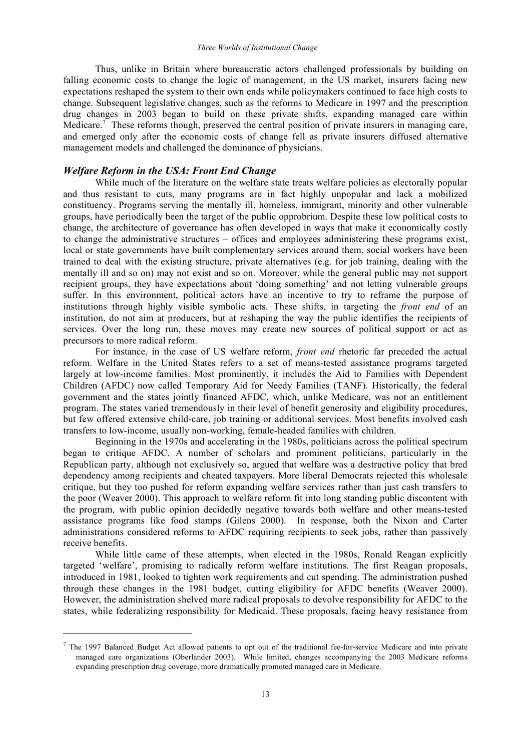Thus, unlike in Britain where bureaucratic actors challenged professionals by building on falling economic costs to change the logic of management, in the US market, insurers facing new expectations reshaped the system to their own ends while policymakers continued to face high costs to change. Subsequent legislative changes, such as the reforms to Medicare in 1997 and the prescription drug changes in 2003 began to build on these private shifts, expanding managed care within Medicare.[7] These reforms though, preserved the central position of private insurers in managing care, and emerged only after the economic costs of change fell as private insurers diffused alternative management models and challenged the dominance of physicians.

### *Welfare Reform in the USA: Front End Change*

While much of the literature on the welfare state treats welfare policies as electorally popular and thus resistant to cuts, many programs are in fact highly unpopular and lack a mobilized constituency. Programs serving the mentally ill, homeless, immigrant, minority and other vulnerable groups, have periodically been the target of the public opprobrium. Despite these low political costs to change, the architecture of governance has often developed in ways that make it economically costly to change the administrative structures – offices and employees administering these programs exist, local or state governments have built complementary services around them, social workers have been trained to deal with the existing structure, private alternatives (e.g. for job training, dealing with the mentally ill and so on) may not exist and so on. Moreover, while the general public may not support recipient groups, they have expectations about 'doing something' and not letting vulnerable groups suffer. In this environment, political actors have an incentive to try to reframe the purpose of institutions through highly visible symbolic acts. These shifts, in targeting the *front end* of an institution, do not aim at producers, but at reshaping the way the public identifies the recipients of services. Over the long run, these moves may create new sources of political support or act as precursors to more radical reform.

For instance, in the case of US welfare reform, *front end* rhetoric far preceded the actual reform. Welfare in the United States refers to a set of means-tested assistance programs targeted largely at low-income families. Most prominently, it includes the Aid to Families with Dependent Children (AFDC) now called Temporary Aid for Needy Families (TANF). Historically, the federal government and the states jointly financed AFDC, which, unlike Medicare, was not an entitlement program. The states varied tremendously in their level of benefit generosity and eligibility procedures, but few offered extensive child-care, job training or additional services. Most benefits involved cash transfers to low-income, usually non-working, female-headed families with children.

Beginning in the 1970s and accelerating in the 1980s, politicians across the political spectrum began to critique AFDC. A number of scholars and prominent politicians, particularly in the Republican party, although not exclusively so, argued that welfare was a destructive policy that bred dependency among recipients and cheated taxpayers. More liberal Democrats rejected this wholesale critique, but they too pushed for reform expanding welfare services rather than just cash transfers to the poor (Weaver 2000). This approach to welfare reform fit into long standing public discontent with the program, with public opinion decidedly negative towards both welfare and other means-tested assistance programs like food stamps (Gilens 2000). In response, both the Nixon and Carter administrations considered reforms to AFDC requiring recipients to seek jobs, rather than passively receive benefits.

While little came of these attempts, when elected in the 1980s, Ronald Reagan explicitly targeted 'welfare', promising to radically reform welfare institutions. The first Reagan proposals, introduced in 1981, looked to tighten work requirements and cut spending. The administration pushed through these changes in the 1981 budget, cutting eligibility for AFDC benefits (Weaver 2000). However, the administration shelved more radical proposals to devolve responsibility for AFDC to the states, while federalizing responsibility for Medicaid. These proposals, facing heavy resistance from

[7] The 1997 Balanced Budget Act allowed patients to opt out of the traditional fee-for-service Medicare and into private managed care organizations (Oberlander 2003). While limited, changes accompanying the 2003 Medicare reforms expanding prescription drug coverage, more dramatically promoted managed care in Medicare.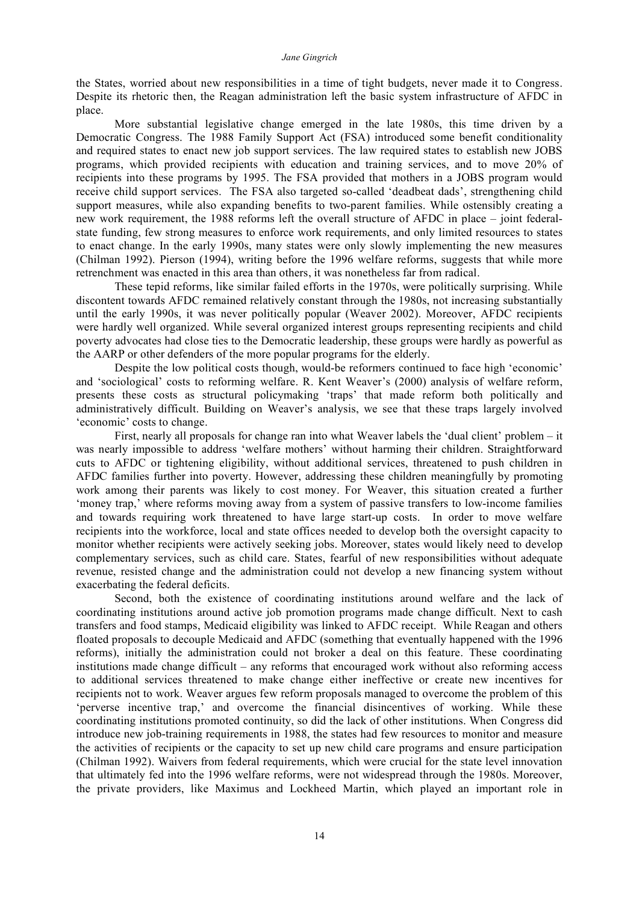the States, worried about new responsibilities in a time of tight budgets, never made it to Congress. Despite its rhetoric then, the Reagan administration left the basic system infrastructure of AFDC in place.

More substantial legislative change emerged in the late 1980s, this time driven by a Democratic Congress. The 1988 Family Support Act (FSA) introduced some benefit conditionality and required states to enact new job support services. The law required states to establish new JOBS programs, which provided recipients with education and training services, and to move 20% of recipients into these programs by 1995. The FSA provided that mothers in a JOBS program would receive child support services. The FSA also targeted so-called 'deadbeat dads', strengthening child support measures, while also expanding benefits to two-parent families. While ostensibly creating a new work requirement, the 1988 reforms left the overall structure of AFDC in place – joint federal-state funding, few strong measures to enforce work requirements, and only limited resources to states to enact change. In the early 1990s, many states were only slowly implementing the new measures (Chilman 1992). Pierson (1994), writing before the 1996 welfare reforms, suggests that while more retrenchment was enacted in this area than others, it was nonetheless far from radical.

These tepid reforms, like similar failed efforts in the 1970s, were politically surprising. While discontent towards AFDC remained relatively constant through the 1980s, not increasing substantially until the early 1990s, it was never politically popular (Weaver 2002). Moreover, AFDC recipients were hardly well organized. While several organized interest groups representing recipients and child poverty advocates had close ties to the Democratic leadership, these groups were hardly as powerful as the AARP or other defenders of the more popular programs for the elderly.

Despite the low political costs though, would-be reformers continued to face high 'economic' and 'sociological' costs to reforming welfare. R. Kent Weaver's (2000) analysis of welfare reform, presents these costs as structural policymaking 'traps' that made reform both politically and administratively difficult. Building on Weaver's analysis, we see that these traps largely involved 'economic' costs to change.

First, nearly all proposals for change ran into what Weaver labels the 'dual client' problem – it was nearly impossible to address 'welfare mothers' without harming their children. Straightforward cuts to AFDC or tightening eligibility, without additional services, threatened to push children in AFDC families further into poverty. However, addressing these children meaningfully by promoting work among their parents was likely to cost money. For Weaver, this situation created a further 'money trap,' where reforms moving away from a system of passive transfers to low-income families and towards requiring work threatened to have large start-up costs. In order to move welfare recipients into the workforce, local and state offices needed to develop both the oversight capacity to monitor whether recipients were actively seeking jobs. Moreover, states would likely need to develop complementary services, such as child care. States, fearful of new responsibilities without adequate revenue, resisted change and the administration could not develop a new financing system without exacerbating the federal deficits.

Second, both the existence of coordinating institutions around welfare and the lack of coordinating institutions around active job promotion programs made change difficult. Next to cash transfers and food stamps, Medicaid eligibility was linked to AFDC receipt. While Reagan and others floated proposals to decouple Medicaid and AFDC (something that eventually happened with the 1996 reforms), initially the administration could not broker a deal on this feature. These coordinating institutions made change difficult – any reforms that encouraged work without also reforming access to additional services threatened to make change either ineffective or create new incentives for recipients not to work. Weaver argues few reform proposals managed to overcome the problem of this 'perverse incentive trap,' and overcome the financial disincentives of working. While these coordinating institutions promoted continuity, so did the lack of other institutions. When Congress did introduce new job-training requirements in 1988, the states had few resources to monitor and measure the activities of recipients or the capacity to set up new child care programs and ensure participation (Chilman 1992). Waivers from federal requirements, which were crucial for the state level innovation that ultimately fed into the 1996 welfare reforms, were not widespread through the 1980s. Moreover, the private providers, like Maximus and Lockheed Martin, which played an important role in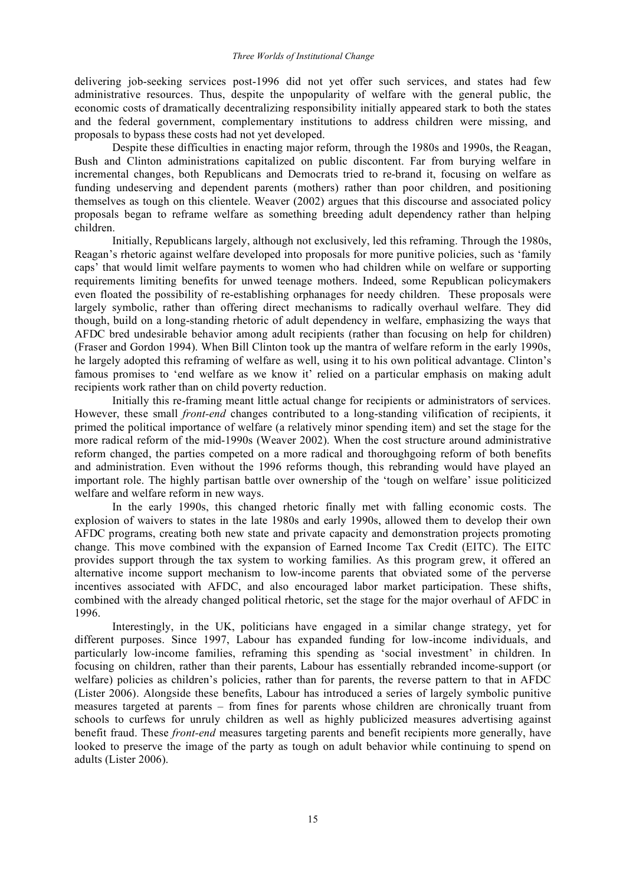delivering job-seeking services post-1996 did not yet offer such services, and states had few administrative resources. Thus, despite the unpopularity of welfare with the general public, the economic costs of dramatically decentralizing responsibility initially appeared stark to both the states and the federal government, complementary institutions to address children were missing, and proposals to bypass these costs had not yet developed.

Despite these difficulties in enacting major reform, through the 1980s and 1990s, the Reagan, Bush and Clinton administrations capitalized on public discontent. Far from burying welfare in incremental changes, both Republicans and Democrats tried to re-brand it, focusing on welfare as funding undeserving and dependent parents (mothers) rather than poor children, and positioning themselves as tough on this clientele. Weaver (2002) argues that this discourse and associated policy proposals began to reframe welfare as something breeding adult dependency rather than helping children.

Initially, Republicans largely, although not exclusively, led this reframing. Through the 1980s, Reagan's rhetoric against welfare developed into proposals for more punitive policies, such as 'family caps' that would limit welfare payments to women who had children while on welfare or supporting requirements limiting benefits for unwed teenage mothers. Indeed, some Republican policymakers even floated the possibility of re-establishing orphanages for needy children. These proposals were largely symbolic, rather than offering direct mechanisms to radically overhaul welfare. They did though, build on a long-standing rhetoric of adult dependency in welfare, emphasizing the ways that AFDC bred undesirable behavior among adult recipients (rather than focusing on help for children) (Fraser and Gordon 1994). When Bill Clinton took up the mantra of welfare reform in the early 1990s, he largely adopted this reframing of welfare as well, using it to his own political advantage. Clinton's famous promises to 'end welfare as we know it' relied on a particular emphasis on making adult recipients work rather than on child poverty reduction.

Initially this re-framing meant little actual change for recipients or administrators of services. However, these small *front-end* changes contributed to a long-standing vilification of recipients, it primed the political importance of welfare (a relatively minor spending item) and set the stage for the more radical reform of the mid-1990s (Weaver 2002). When the cost structure around administrative reform changed, the parties competed on a more radical and thoroughgoing reform of both benefits and administration. Even without the 1996 reforms though, this rebranding would have played an important role. The highly partisan battle over ownership of the 'tough on welfare' issue politicized welfare and welfare reform in new ways.

In the early 1990s, this changed rhetoric finally met with falling economic costs. The explosion of waivers to states in the late 1980s and early 1990s, allowed them to develop their own AFDC programs, creating both new state and private capacity and demonstration projects promoting change. This move combined with the expansion of Earned Income Tax Credit (EITC). The EITC provides support through the tax system to working families. As this program grew, it offered an alternative income support mechanism to low-income parents that obviated some of the perverse incentives associated with AFDC, and also encouraged labor market participation. These shifts, combined with the already changed political rhetoric, set the stage for the major overhaul of AFDC in 1996.

Interestingly, in the UK, politicians have engaged in a similar change strategy, yet for different purposes. Since 1997, Labour has expanded funding for low-income individuals, and particularly low-income families, reframing this spending as 'social investment' in children. In focusing on children, rather than their parents, Labour has essentially rebranded income-support (or welfare) policies as children's policies, rather than for parents, the reverse pattern to that in AFDC (Lister 2006). Alongside these benefits, Labour has introduced a series of largely symbolic punitive measures targeted at parents – from fines for parents whose children are chronically truant from schools to curfews for unruly children as well as highly publicized measures advertising against benefit fraud. These *front-end* measures targeting parents and benefit recipients more generally, have looked to preserve the image of the party as tough on adult behavior while continuing to spend on adults (Lister 2006).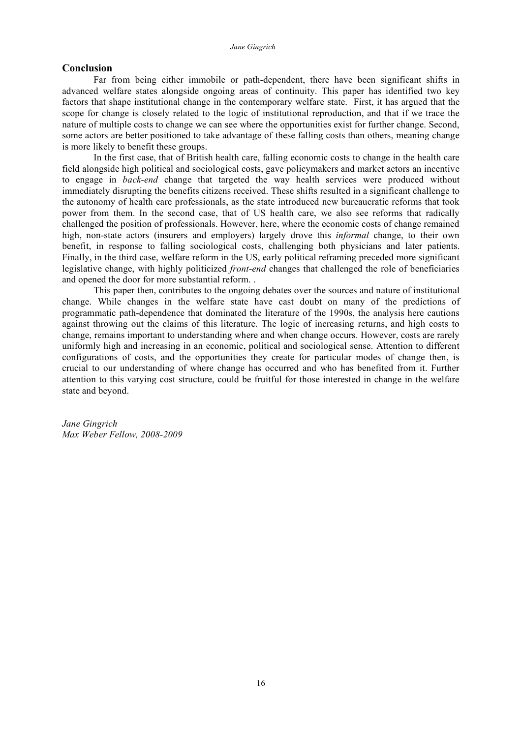## Conclusion

Far from being either immobile or path-dependent, there have been significant shifts in advanced welfare states alongside ongoing areas of continuity. This paper has identified two key factors that shape institutional change in the contemporary welfare state. First, it has argued that the scope for change is closely related to the logic of institutional reproduction, and that if we trace the nature of multiple costs to change we can see where the opportunities exist for further change. Second, some actors are better positioned to take advantage of these falling costs than others, meaning change is more likely to benefit these groups.

In the first case, that of British health care, falling economic costs to change in the health care field alongside high political and sociological costs, gave policymakers and market actors an incentive to engage in *back-end* change that targeted the way health services were produced without immediately disrupting the benefits citizens received. These shifts resulted in a significant challenge to the autonomy of health care professionals, as the state introduced new bureaucratic reforms that took power from them. In the second case, that of US health care, we also see reforms that radically challenged the position of professionals. However, here, where the economic costs of change remained high, non-state actors (insurers and employers) largely drove this *informal* change, to their own benefit, in response to falling sociological costs, challenging both physicians and later patients. Finally, in the third case, welfare reform in the US, early political reframing preceded more significant legislative change, with highly politicized *front-end* changes that challenged the role of beneficiaries and opened the door for more substantial reform. .

This paper then, contributes to the ongoing debates over the sources and nature of institutional change. While changes in the welfare state have cast doubt on many of the predictions of programmatic path-dependence that dominated the literature of the 1990s, the analysis here cautions against throwing out the claims of this literature. The logic of increasing returns, and high costs to change, remains important to understanding where and when change occurs. However, costs are rarely uniformly high and increasing in an economic, political and sociological sense. Attention to different configurations of costs, and the opportunities they create for particular modes of change then, is crucial to our understanding of where change has occurred and who has benefited from it. Further attention to this varying cost structure, could be fruitful for those interested in change in the welfare state and beyond.

*Jane Gingrich*
*Max Weber Fellow, 2008-2009*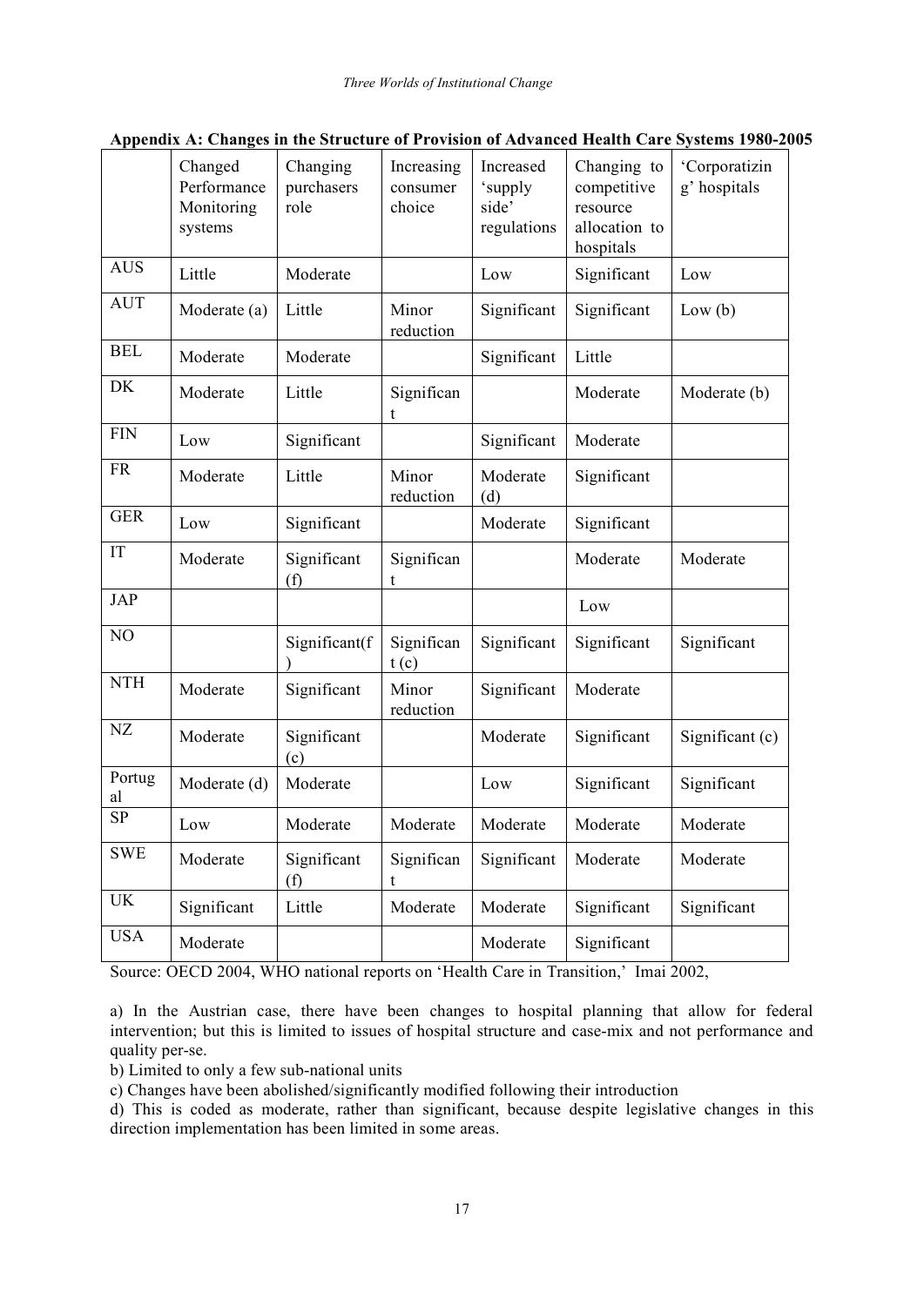**Appendix A: Changes in the Structure of Provision of Advanced Health Care Systems 1980-2005**

| | Changed Performance Monitoring systems | Changing purchasers role | Increasing consumer choice | Increased 'supply side' regulations | Changing to competitive resource allocation to hospitals | 'Corporatizing' hospitals |
|---|---|---|---|---|---|---|
| AUS | Little | Moderate | | Low | Significant | Low |
| AUT | Moderate (a) | Little | Minor reduction | Significant | Significant | Low (b) |
| BEL | Moderate | Moderate | | Significant | Little | |
| DK | Moderate | Little | Significant | | Moderate | Moderate (b) |
| FIN | Low | Significant | | Significant | Moderate | |
| FR | Moderate | Little | Minor reduction | Moderate (d) | Significant | |
| GER | Low | Significant | | Moderate | Significant | |
| IT | Moderate | Significant (f) | Significant | | Moderate | Moderate |
| JAP | | | | | Low | |
| NO | | Significant(f) | Significant (c) | Significant | Significant | Significant |
| NTH | Moderate | Significant | Minor reduction | Significant | Moderate | |
| NZ | Moderate | Significant (c) | | Moderate | Significant | Significant (c) |
| Portugal | Moderate (d) | Moderate | | Low | Significant | Significant |
| SP | Low | Moderate | Moderate | Moderate | Moderate | Moderate |
| SWE | Moderate | Significant (f) | Significant | Significant | Moderate | Moderate |
| UK | Significant | Little | Moderate | Moderate | Significant | Significant |
| USA | Moderate | | | Moderate | Significant | |

Source: OECD 2004, WHO national reports on 'Health Care in Transition,' Imai 2002,

a) In the Austrian case, there have been changes to hospital planning that allow for federal intervention; but this is limited to issues of hospital structure and case-mix and not performance and quality per-se.

b) Limited to only a few sub-national units

c) Changes have been abolished/significantly modified following their introduction

d) This is coded as moderate, rather than significant, because despite legislative changes in this direction implementation has been limited in some areas.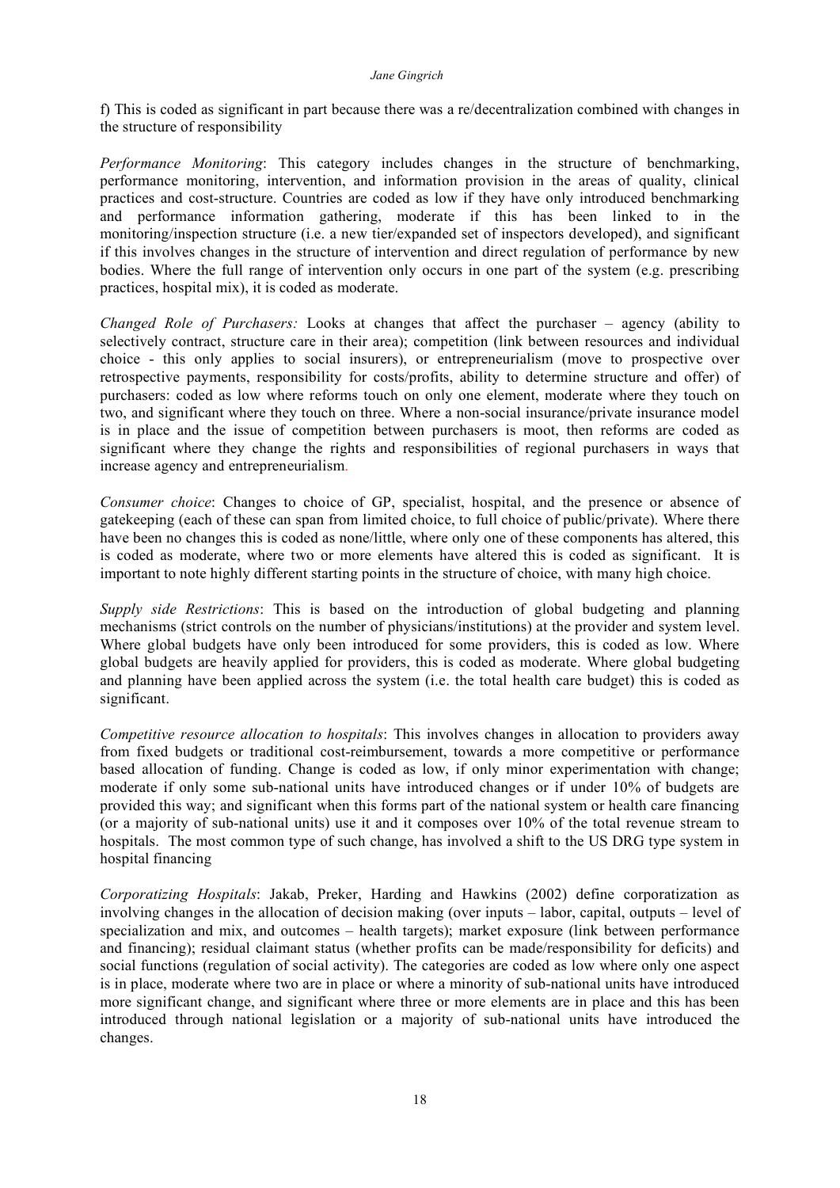f) This is coded as significant in part because there was a re/decentralization combined with changes in the structure of responsibility

*Performance Monitoring*: This category includes changes in the structure of benchmarking, performance monitoring, intervention, and information provision in the areas of quality, clinical practices and cost-structure. Countries are coded as low if they have only introduced benchmarking and performance information gathering, moderate if this has been linked to in the monitoring/inspection structure (i.e. a new tier/expanded set of inspectors developed), and significant if this involves changes in the structure of intervention and direct regulation of performance by new bodies. Where the full range of intervention only occurs in one part of the system (e.g. prescribing practices, hospital mix), it is coded as moderate.

*Changed Role of Purchasers:* Looks at changes that affect the purchaser – agency (ability to selectively contract, structure care in their area); competition (link between resources and individual choice - this only applies to social insurers), or entrepreneurialism (move to prospective over retrospective payments, responsibility for costs/profits, ability to determine structure and offer) of purchasers: coded as low where reforms touch on only one element, moderate where they touch on two, and significant where they touch on three. Where a non-social insurance/private insurance model is in place and the issue of competition between purchasers is moot, then reforms are coded as significant where they change the rights and responsibilities of regional purchasers in ways that increase agency and entrepreneurialism.

*Consumer choice*: Changes to choice of GP, specialist, hospital, and the presence or absence of gatekeeping (each of these can span from limited choice, to full choice of public/private). Where there have been no changes this is coded as none/little, where only one of these components has altered, this is coded as moderate, where two or more elements have altered this is coded as significant. It is important to note highly different starting points in the structure of choice, with many high choice.

*Supply side Restrictions*: This is based on the introduction of global budgeting and planning mechanisms (strict controls on the number of physicians/institutions) at the provider and system level. Where global budgets have only been introduced for some providers, this is coded as low. Where global budgets are heavily applied for providers, this is coded as moderate. Where global budgeting and planning have been applied across the system (i.e. the total health care budget) this is coded as significant.

*Competitive resource allocation to hospitals*: This involves changes in allocation to providers away from fixed budgets or traditional cost-reimbursement, towards a more competitive or performance based allocation of funding. Change is coded as low, if only minor experimentation with change; moderate if only some sub-national units have introduced changes or if under 10% of budgets are provided this way; and significant when this forms part of the national system or health care financing (or a majority of sub-national units) use it and it composes over 10% of the total revenue stream to hospitals. The most common type of such change, has involved a shift to the US DRG type system in hospital financing

*Corporatizing Hospitals*: Jakab, Preker, Harding and Hawkins (2002) define corporatization as involving changes in the allocation of decision making (over inputs – labor, capital, outputs – level of specialization and mix, and outcomes – health targets); market exposure (link between performance and financing); residual claimant status (whether profits can be made/responsibility for deficits) and social functions (regulation of social activity). The categories are coded as low where only one aspect is in place, moderate where two are in place or where a minority of sub-national units have introduced more significant change, and significant where three or more elements are in place and this has been introduced through national legislation or a majority of sub-national units have introduced the changes.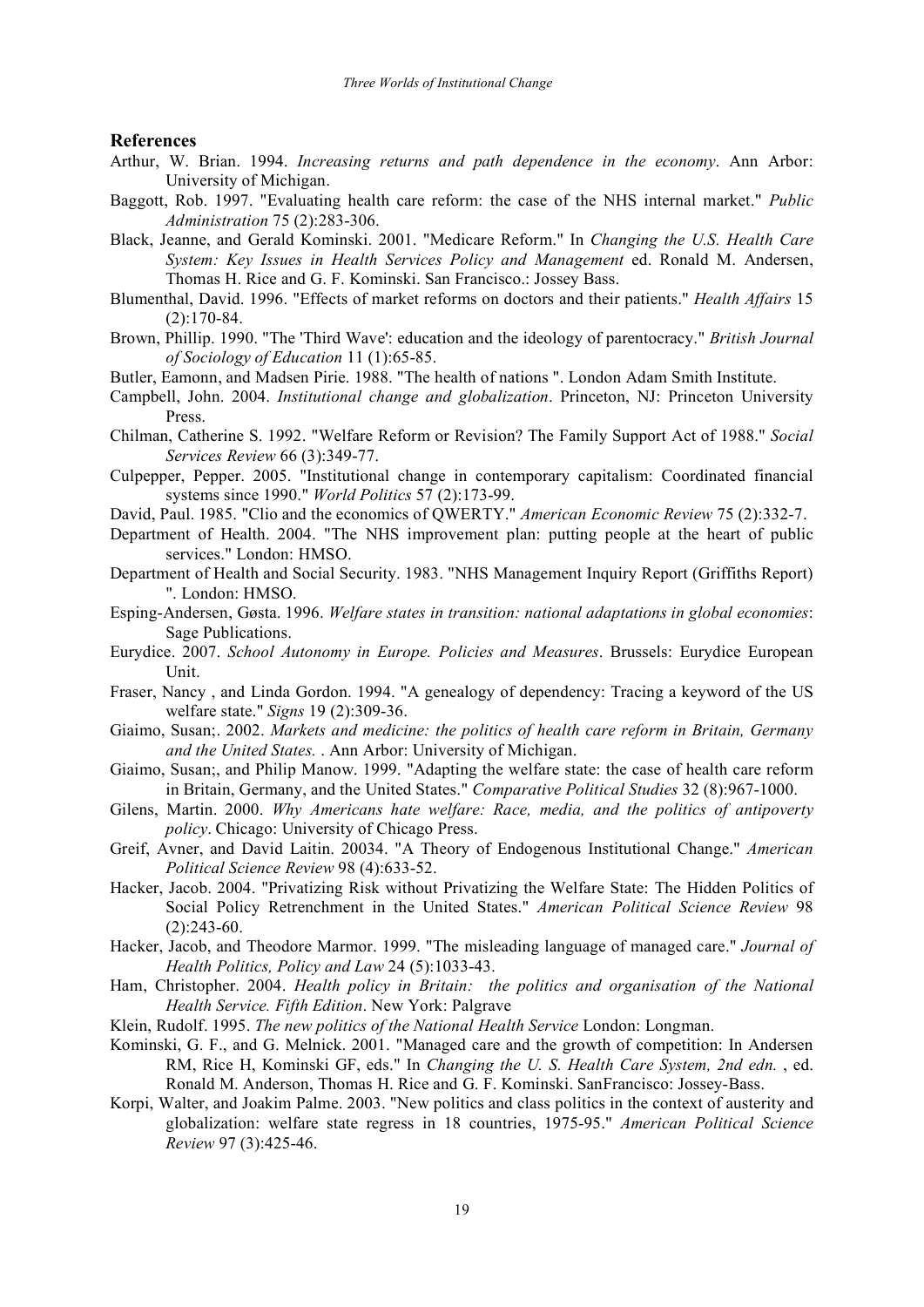## References

Arthur, W. Brian. 1994. *Increasing returns and path dependence in the economy*. Ann Arbor: University of Michigan.

Baggott, Rob. 1997. "Evaluating health care reform: the case of the NHS internal market." *Public Administration* 75 (2):283-306.

Black, Jeanne, and Gerald Kominski. 2001. "Medicare Reform." In *Changing the U.S. Health Care System: Key Issues in Health Services Policy and Management* ed. Ronald M. Andersen, Thomas H. Rice and G. F. Kominski. San Francisco.: Jossey Bass.

Blumenthal, David. 1996. "Effects of market reforms on doctors and their patients." *Health Affairs* 15 (2):170-84.

Brown, Phillip. 1990. "The 'Third Wave': education and the ideology of parentocracy." *British Journal of Sociology of Education* 11 (1):65-85.

Butler, Eamonn, and Madsen Pirie. 1988. "The health of nations ". London Adam Smith Institute.

Campbell, John. 2004. *Institutional change and globalization*. Princeton, NJ: Princeton University Press.

Chilman, Catherine S. 1992. "Welfare Reform or Revision? The Family Support Act of 1988." *Social Services Review* 66 (3):349-77.

Culpepper, Pepper. 2005. "Institutional change in contemporary capitalism: Coordinated financial systems since 1990." *World Politics* 57 (2):173-99.

David, Paul. 1985. "Clio and the economics of QWERTY." *American Economic Review* 75 (2):332-7.

Department of Health. 2004. "The NHS improvement plan: putting people at the heart of public services." London: HMSO.

Department of Health and Social Security. 1983. "NHS Management Inquiry Report (Griffiths Report) ". London: HMSO.

Esping-Andersen, Gøsta. 1996. *Welfare states in transition: national adaptations in global economies*: Sage Publications.

Eurydice. 2007. *School Autonomy in Europe. Policies and Measures*. Brussels: Eurydice European Unit.

Fraser, Nancy , and Linda Gordon. 1994. "A genealogy of dependency: Tracing a keyword of the US welfare state." *Signs* 19 (2):309-36.

Giaimo, Susan;. 2002. *Markets and medicine: the politics of health care reform in Britain, Germany and the United States. .* Ann Arbor: University of Michigan.

Giaimo, Susan;, and Philip Manow. 1999. "Adapting the welfare state: the case of health care reform in Britain, Germany, and the United States." *Comparative Political Studies* 32 (8):967-1000.

Gilens, Martin. 2000. *Why Americans hate welfare: Race, media, and the politics of antipoverty policy*. Chicago: University of Chicago Press.

Greif, Avner, and David Laitin. 20034. "A Theory of Endogenous Institutional Change." *American Political Science Review* 98 (4):633-52.

Hacker, Jacob. 2004. "Privatizing Risk without Privatizing the Welfare State: The Hidden Politics of Social Policy Retrenchment in the United States." *American Political Science Review* 98 (2):243-60.

Hacker, Jacob, and Theodore Marmor. 1999. "The misleading language of managed care." *Journal of Health Politics, Policy and Law* 24 (5):1033-43.

Ham, Christopher. 2004. *Health policy in Britain: the politics and organisation of the National Health Service. Fifth Edition*. New York: Palgrave

Klein, Rudolf. 1995. *The new politics of the National Health Service* London: Longman.

Kominski, G. F., and G. Melnick. 2001. "Managed care and the growth of competition: In Andersen RM, Rice H, Kominski GF, eds." In *Changing the U. S. Health Care System, 2nd edn.* , ed. Ronald M. Anderson, Thomas H. Rice and G. F. Kominski. SanFrancisco: Jossey-Bass.

Korpi, Walter, and Joakim Palme. 2003. "New politics and class politics in the context of austerity and globalization: welfare state regress in 18 countries, 1975-95." *American Political Science Review* 97 (3):425-46.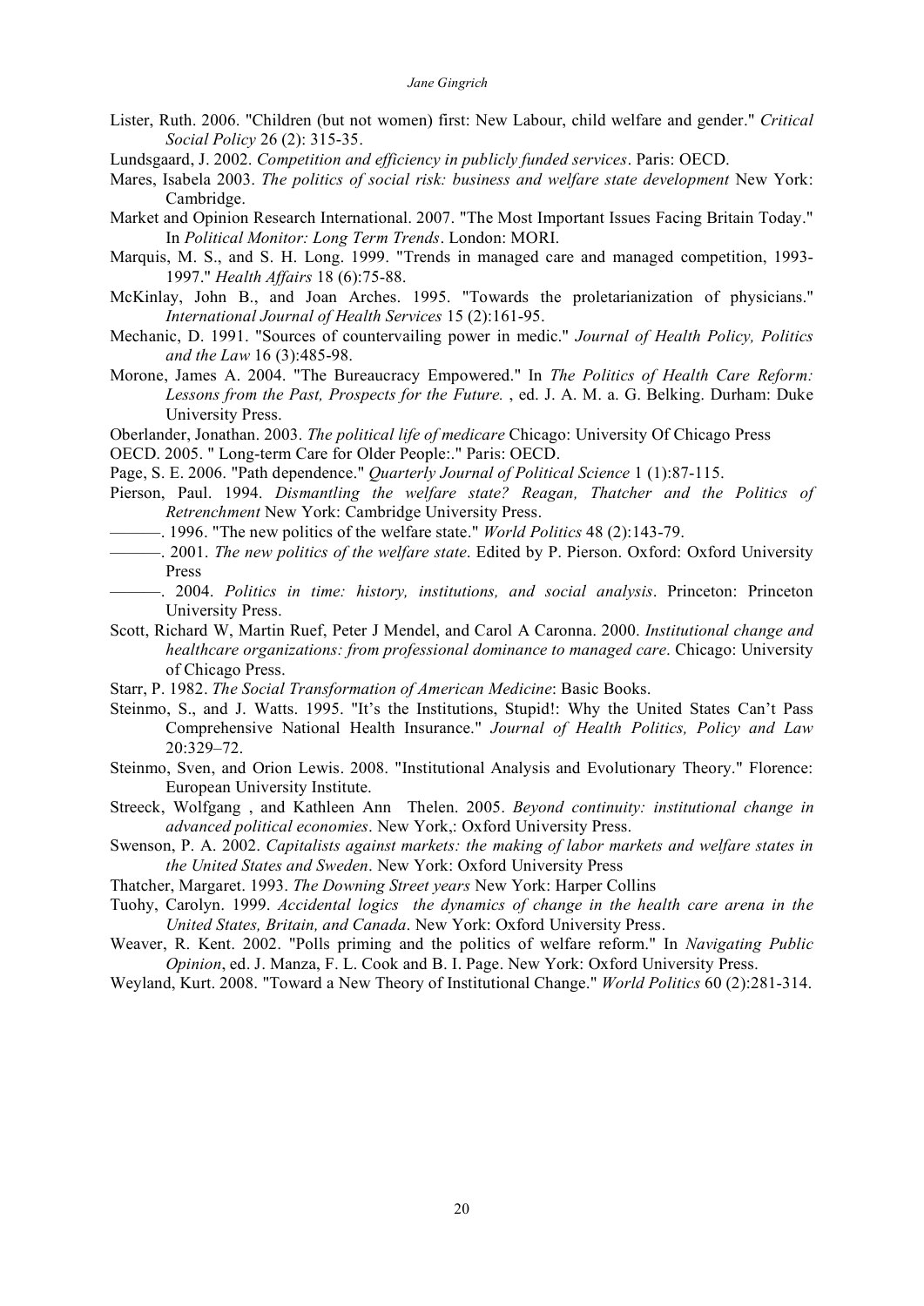Lister, Ruth. 2006. "Children (but not women) first: New Labour, child welfare and gender." *Critical Social Policy* 26 (2): 315-35.

Lundsgaard, J. 2002. *Competition and efficiency in publicly funded services*. Paris: OECD.

Mares, Isabela 2003. *The politics of social risk: business and welfare state development* New York: Cambridge.

Market and Opinion Research International. 2007. "The Most Important Issues Facing Britain Today." In *Political Monitor: Long Term Trends*. London: MORI.

Marquis, M. S., and S. H. Long. 1999. "Trends in managed care and managed competition, 1993-1997." *Health Affairs* 18 (6):75-88.

McKinlay, John B., and Joan Arches. 1995. "Towards the proletarianization of physicians." *International Journal of Health Services* 15 (2):161-95.

Mechanic, D. 1991. "Sources of countervailing power in medic." *Journal of Health Policy, Politics and the Law* 16 (3):485-98.

Morone, James A. 2004. "The Bureaucracy Empowered." In *The Politics of Health Care Reform: Lessons from the Past, Prospects for the Future.* , ed. J. A. M. a. G. Belking. Durham: Duke University Press.

Oberlander, Jonathan. 2003. *The political life of medicare* Chicago: University Of Chicago Press

OECD. 2005. " Long-term Care for Older People:." Paris: OECD.

Page, S. E. 2006. "Path dependence." *Quarterly Journal of Political Science* 1 (1):87-115.

Pierson, Paul. 1994. *Dismantling the welfare state? Reagan, Thatcher and the Politics of Retrenchment* New York: Cambridge University Press.

———. 1996. "The new politics of the welfare state." *World Politics* 48 (2):143-79.

———. 2001. *The new politics of the welfare state*. Edited by P. Pierson. Oxford: Oxford University Press

———. 2004. *Politics in time: history, institutions, and social analysis*. Princeton: Princeton University Press.

Scott, Richard W, Martin Ruef, Peter J Mendel, and Carol A Caronna. 2000. *Institutional change and healthcare organizations: from professional dominance to managed care*. Chicago: University of Chicago Press.

Starr, P. 1982. *The Social Transformation of American Medicine*: Basic Books.

Steinmo, S., and J. Watts. 1995. "It's the Institutions, Stupid!: Why the United States Can't Pass Comprehensive National Health Insurance." *Journal of Health Politics, Policy and Law* 20:329–72.

Steinmo, Sven, and Orion Lewis. 2008. "Institutional Analysis and Evolutionary Theory." Florence: European University Institute.

Streeck, Wolfgang , and Kathleen Ann Thelen. 2005. *Beyond continuity: institutional change in advanced political economies*. New York,: Oxford University Press.

Swenson, P. A. 2002. *Capitalists against markets: the making of labor markets and welfare states in the United States and Sweden*. New York: Oxford University Press

Thatcher, Margaret. 1993. *The Downing Street years* New York: Harper Collins

Tuohy, Carolyn. 1999. *Accidental logics the dynamics of change in the health care arena in the United States, Britain, and Canada*. New York: Oxford University Press.

Weaver, R. Kent. 2002. "Polls priming and the politics of welfare reform." In *Navigating Public Opinion*, ed. J. Manza, F. L. Cook and B. I. Page. New York: Oxford University Press.

Weyland, Kurt. 2008. "Toward a New Theory of Institutional Change." *World Politics* 60 (2):281-314.